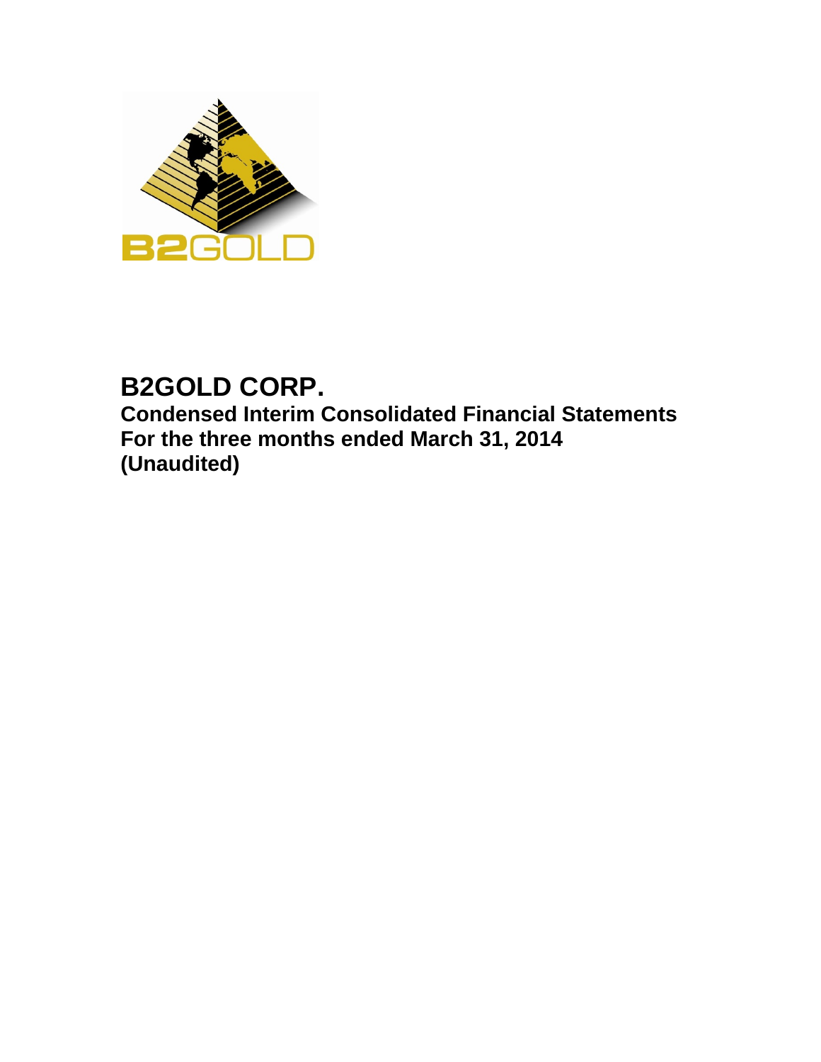# B2GOLD CORP.

**Condensed Interim Consolidated Financial Statements**
**For the three months ended March 31, 2014**
**(Unaudited)**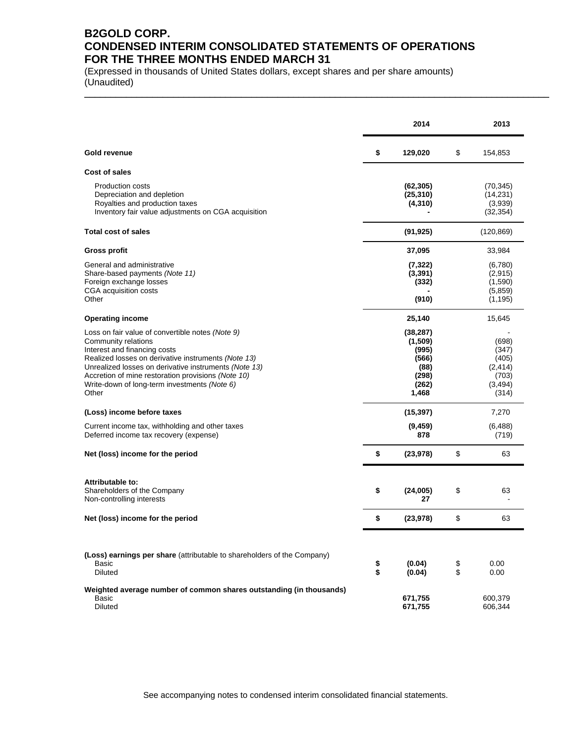# B2GOLD CORP.
# CONDENSED INTERIM CONSOLIDATED STATEMENTS OF OPERATIONS
# FOR THE THREE MONTHS ENDED MARCH 31

(Expressed in thousands of United States dollars, except shares and per share amounts)
(Unaudited)

| | 2014 | 2013 |
|---|---|---|
| **Gold revenue** | **$ 129,020** | $ 154,853 |
| **Cost of sales** | | |
| Production costs | **(62,305)** | (70,345) |
| Depreciation and depletion | **(25,310)** | (14,231) |
| Royalties and production taxes | **(4,310)** | (3,939) |
| Inventory fair value adjustments on CGA acquisition | **-** | (32,354) |
| **Total cost of sales** | **(91,925)** | (120,869) |
| **Gross profit** | **37,095** | 33,984 |
| General and administrative | **(7,322)** | (6,780) |
| Share-based payments *(Note 11)* | **(3,391)** | (2,915) |
| Foreign exchange losses | **(332)** | (1,590) |
| CGA acquisition costs | **-** | (5,859) |
| Other | **(910)** | (1,195) |
| **Operating income** | **25,140** | 15,645 |
| Loss on fair value of convertible notes *(Note 9)* | **(38,287)** | - |
| Community relations | **(1,509)** | (698) |
| Interest and financing costs | **(995)** | (347) |
| Realized losses on derivative instruments *(Note 13)* | **(566)** | (405) |
| Unrealized losses on derivative instruments *(Note 13)* | **(88)** | (2,414) |
| Accretion of mine restoration provisions *(Note 10)* | **(298)** | (703) |
| Write-down of long-term investments *(Note 6)* | **(262)** | (3,494) |
| Other | **1,468** | (314) |
| **(Loss) income before taxes** | **(15,397)** | 7,270 |
| Current income tax, withholding and other taxes | **(9,459)** | (6,488) |
| Deferred income tax recovery (expense) | **878** | (719) |
| **Net (loss) income for the period** | **$ (23,978)** | $ 63 |
| **Attributable to:** | | |
| Shareholders of the Company | **$ (24,005)** | $ 63 |
| Non-controlling interests | **27** | - |
| **Net (loss) income for the period** | **$ (23,978)** | $ 63 |
| **(Loss) earnings per share** (attributable to shareholders of the Company) | | |
| Basic | **$ (0.04)** | $ 0.00 |
| Diluted | **$ (0.04)** | $ 0.00 |
| **Weighted average number of common shares outstanding (in thousands)** | | |
| Basic | **671,755** | 600,379 |
| Diluted | **671,755** | 606,344 |

See accompanying notes to condensed interim consolidated financial statements.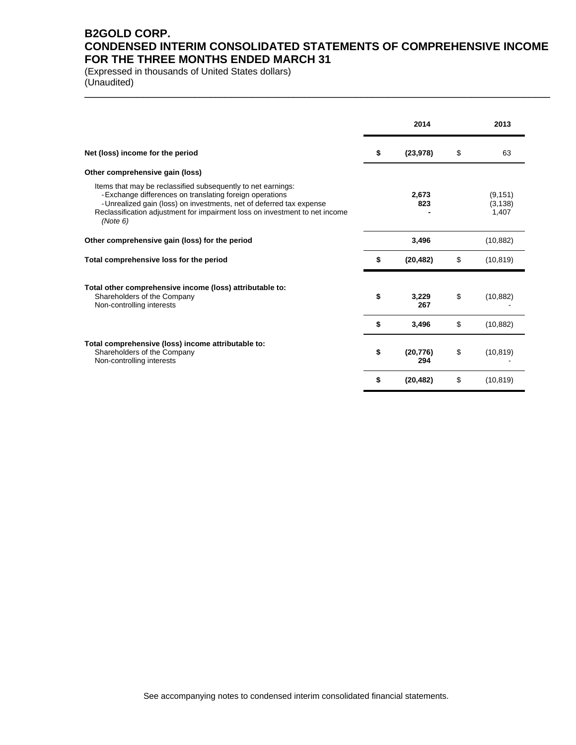# B2GOLD CORP.
# CONDENSED INTERIM CONSOLIDATED STATEMENTS OF COMPREHENSIVE INCOME FOR THE THREE MONTHS ENDED MARCH 31

(Expressed in thousands of United States dollars)
(Unaudited)

| | | 2014 | | 2013 |
|---|---|---|---|---|
| **Net (loss) income for the period** | **$** | **(23,978)** | $ | 63 |
| **Other comprehensive gain (loss)** | | | | |
| Items that may be reclassified subsequently to net earnings: | | | | |
| - Exchange differences on translating foreign operations | | **2,673** | | (9,151) |
| - Unrealized gain (loss) on investments, net of deferred tax expense | | **823** | | (3,138) |
| Reclassification adjustment for impairment loss on investment to net income *(Note 6)* | | **-** | | 1,407 |
| **Other comprehensive gain (loss) for the period** | | **3,496** | | (10,882) |
| **Total comprehensive loss for the period** | **$** | **(20,482)** | $ | (10,819) |
| **Total other comprehensive income (loss) attributable to:** | | | | |
| Shareholders of the Company | **$** | **3,229** | $ | (10,882) |
| Non-controlling interests | | **267** | | - |
| | **$** | **3,496** | $ | (10,882) |
| **Total comprehensive (loss) income attributable to:** | | | | |
| Shareholders of the Company | **$** | **(20,776)** | $ | (10,819) |
| Non-controlling interests | | **294** | | - |
| | **$** | **(20,482)** | $ | (10,819) |

See accompanying notes to condensed interim consolidated financial statements.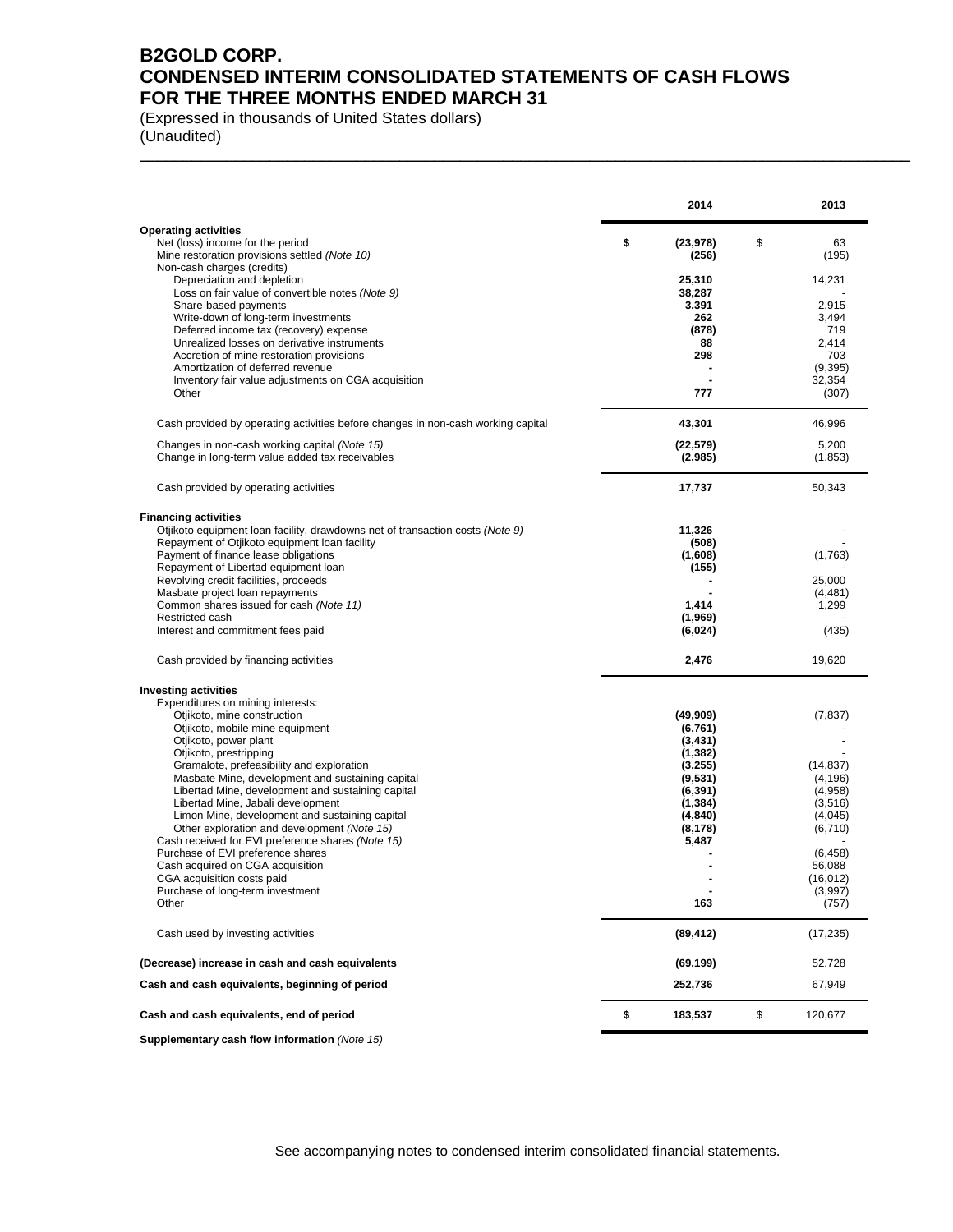# B2GOLD CORP.
# CONDENSED INTERIM CONSOLIDATED STATEMENTS OF CASH FLOWS
# FOR THE THREE MONTHS ENDED MARCH 31

(Expressed in thousands of United States dollars)
(Unaudited)

| | 2014 | 2013 |
|---|---|---|
| **Operating activities** | | |
| Net (loss) income for the period | $ **(23,978)** | $ 63 |
| Mine restoration provisions settled *(Note 10)* | **(256)** | (195) |
| Non-cash charges (credits) | | |
| Depreciation and depletion | **25,310** | 14,231 |
| Loss on fair value of convertible notes *(Note 9)* | **38,287** | - |
| Share-based payments | **3,391** | 2,915 |
| Write-down of long-term investments | **262** | 3,494 |
| Deferred income tax (recovery) expense | **(878)** | 719 |
| Unrealized losses on derivative instruments | **88** | 2,414 |
| Accretion of mine restoration provisions | **298** | 703 |
| Amortization of deferred revenue | **-** | (9,395) |
| Inventory fair value adjustments on CGA acquisition | **-** | 32,354 |
| Other | **777** | (307) |
| Cash provided by operating activities before changes in non-cash working capital | **43,301** | 46,996 |
| Changes in non-cash working capital *(Note 15)* | **(22,579)** | 5,200 |
| Change in long-term value added tax receivables | **(2,985)** | (1,853) |
| Cash provided by operating activities | **17,737** | 50,343 |
| **Financing activities** | | |
| Otjikoto equipment loan facility, drawdowns net of transaction costs *(Note 9)* | **11,326** | - |
| Repayment of Otjikoto equipment loan facility | **(508)** | - |
| Payment of finance lease obligations | **(1,608)** | (1,763) |
| Repayment of Libertad equipment loan | **(155)** | - |
| Revolving credit facilities, proceeds | **-** | 25,000 |
| Masbate project loan repayments | **-** | (4,481) |
| Common shares issued for cash *(Note 11)* | **1,414** | 1,299 |
| Restricted cash | **(1,969)** | - |
| Interest and commitment fees paid | **(6,024)** | (435) |
| Cash provided by financing activities | **2,476** | 19,620 |
| **Investing activities** | | |
| Expenditures on mining interests: | | |
| Otjikoto, mine construction | **(49,909)** | (7,837) |
| Otjikoto, mobile mine equipment | **(6,761)** | - |
| Otjikoto, power plant | **(3,431)** | - |
| Otjikoto, prestripping | **(1,382)** | - |
| Gramalote, prefeasibility and exploration | **(3,255)** | (14,837) |
| Masbate Mine, development and sustaining capital | **(9,531)** | (4,196) |
| Libertad Mine, development and sustaining capital | **(6,391)** | (4,958) |
| Libertad Mine, Jabali development | **(1,384)** | (3,516) |
| Limon Mine, development and sustaining capital | **(4,840)** | (4,045) |
| Other exploration and development *(Note 15)* | **(8,178)** | (6,710) |
| Cash received for EVI preference shares *(Note 15)* | **5,487** | - |
| Purchase of EVI preference shares | **-** | (6,458) |
| Cash acquired on CGA acquisition | **-** | 56,088 |
| CGA acquisition costs paid | **-** | (16,012) |
| Purchase of long-term investment | **-** | (3,997) |
| Other | **163** | (757) |
| Cash used by investing activities | **(89,412)** | (17,235) |
| **(Decrease) increase in cash and cash equivalents** | **(69,199)** | 52,728 |
| **Cash and cash equivalents, beginning of period** | **252,736** | 67,949 |
| **Cash and cash equivalents, end of period** | $ **183,537** | $ 120,677 |

**Supplementary cash flow information** *(Note 15)*

See accompanying notes to condensed interim consolidated financial statements.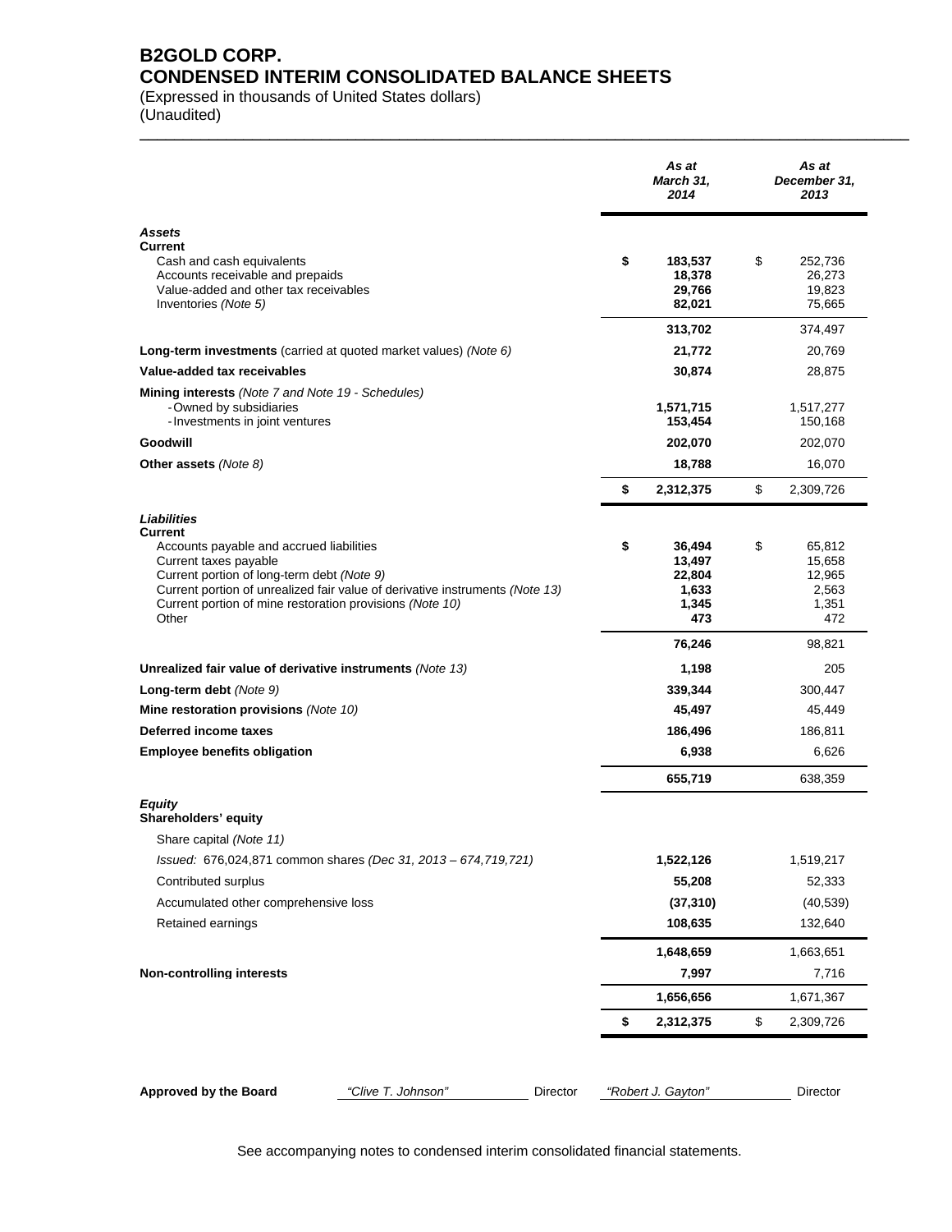# B2GOLD CORP.
# CONDENSED INTERIM CONSOLIDATED BALANCE SHEETS

(Expressed in thousands of United States dollars)
(Unaudited)

| | As at March 31, 2014 | As at December 31, 2013 |
|---|---|---|
| ***Assets*** | | |
| **Current** | | |
| Cash and cash equivalents | **$ 183,537** | $ 252,736 |
| Accounts receivable and prepaids | **18,378** | 26,273 |
| Value-added and other tax receivables | **29,766** | 19,823 |
| Inventories *(Note 5)* | **82,021** | 75,665 |
| | **313,702** | 374,497 |
| **Long-term investments** (carried at quoted market values) *(Note 6)* | **21,772** | 20,769 |
| **Value-added tax receivables** | **30,874** | 28,875 |
| **Mining interests** *(Note 7 and Note 19 - Schedules)* | | |
| - Owned by subsidiaries | **1,571,715** | 1,517,277 |
| - Investments in joint ventures | **153,454** | 150,168 |
| **Goodwill** | **202,070** | 202,070 |
| **Other assets** *(Note 8)* | **18,788** | 16,070 |
| | **$ 2,312,375** | $ 2,309,726 |
| ***Liabilities*** | | |
| **Current** | | |
| Accounts payable and accrued liabilities | **$ 36,494** | $ 65,812 |
| Current taxes payable | **13,497** | 15,658 |
| Current portion of long-term debt *(Note 9)* | **22,804** | 12,965 |
| Current portion of unrealized fair value of derivative instruments *(Note 13)* | **1,633** | 2,563 |
| Current portion of mine restoration provisions *(Note 10)* | **1,345** | 1,351 |
| Other | **473** | 472 |
| | **76,246** | 98,821 |
| **Unrealized fair value of derivative instruments** *(Note 13)* | **1,198** | 205 |
| **Long-term debt** *(Note 9)* | **339,344** | 300,447 |
| **Mine restoration provisions** *(Note 10)* | **45,497** | 45,449 |
| **Deferred income taxes** | **186,496** | 186,811 |
| **Employee benefits obligation** | **6,938** | 6,626 |
| | **655,719** | 638,359 |
| ***Equity*** | | |
| **Shareholders' equity** | | |
| Share capital *(Note 11)* | | |
| *Issued: 676,024,871 common shares (Dec 31, 2013 – 674,719,721)* | **1,522,126** | 1,519,217 |
| Contributed surplus | **55,208** | 52,333 |
| Accumulated other comprehensive loss | **(37,310)** | (40,539) |
| Retained earnings | **108,635** | 132,640 |
| | **1,648,659** | 1,663,651 |
| **Non-controlling interests** | **7,997** | 7,716 |
| | **1,656,656** | 1,671,367 |
| | **$ 2,312,375** | $ 2,309,726 |

**Approved by the Board** *"Clive T. Johnson"* Director *"Robert J. Gayton"* Director

See accompanying notes to condensed interim consolidated financial statements.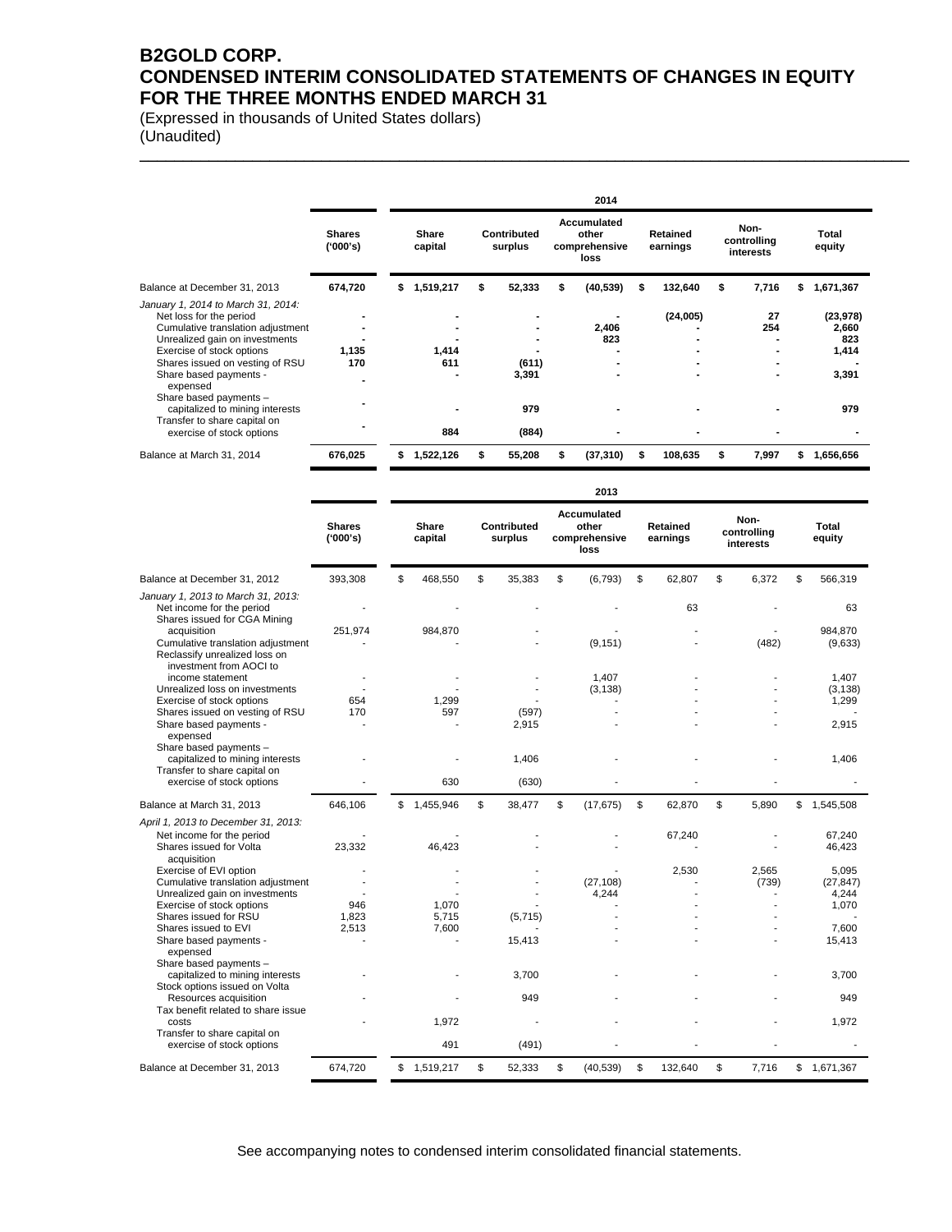# B2GOLD CORP.
# CONDENSED INTERIM CONSOLIDATED STATEMENTS OF CHANGES IN EQUITY
# FOR THE THREE MONTHS ENDED MARCH 31

(Expressed in thousands of United States dollars)
(Unaudited)

**2014**

| | Shares ('000's) | Share capital | Contributed surplus | Accumulated other comprehensive loss | Retained earnings | Non-controlling interests | Total equity |
|---|---|---|---|---|---|---|---|
| Balance at December 31, 2013 | **674,720** | **$ 1,519,217** | **$ 52,333** | **$ (40,539)** | **$ 132,640** | **$ 7,716** | **$ 1,671,367** |
| *January 1, 2014 to March 31, 2014:* | | | | | | | |
| Net loss for the period | **-** | **-** | **-** | **-** | **(24,005)** | **27** | **(23,978)** |
| Cumulative translation adjustment | **-** | **-** | **-** | **2,406** | **-** | **254** | **2,660** |
| Unrealized gain on investments | **-** | **-** | **-** | **823** | **-** | **-** | **823** |
| Exercise of stock options | **1,135** | **1,414** | **-** | **-** | **-** | **-** | **1,414** |
| Shares issued on vesting of RSU | **170** | **611** | **(611)** | **-** | **-** | **-** | **-** |
| Share based payments - expensed | **-** | **-** | **3,391** | **-** | **-** | **-** | **3,391** |
| Share based payments – capitalized to mining interests | **-** | **-** | **979** | **-** | **-** | **-** | **979** |
| Transfer to share capital on exercise of stock options | **-** | **884** | **(884)** | **-** | **-** | **-** | **-** |
| Balance at March 31, 2014 | **676,025** | **$ 1,522,126** | **$ 55,208** | **$ (37,310)** | **$ 108,635** | **$ 7,997** | **$ 1,656,656** |

**2013**

| | Shares ('000's) | Share capital | Contributed surplus | Accumulated other comprehensive loss | Retained earnings | Non-controlling interests | Total equity |
|---|---|---|---|---|---|---|---|
| Balance at December 31, 2012 | 393,308 | $ 468,550 | $ 35,383 | $ (6,793) | $ 62,807 | $ 6,372 | $ 566,319 |
| *January 1, 2013 to March 31, 2013:* | | | | | | | |
| Net income for the period | - | - | - | - | 63 | - | 63 |
| Shares issued for CGA Mining acquisition | 251,974 | 984,870 | - | - | - | - | 984,870 |
| Cumulative translation adjustment | - | - | - | (9,151) | - | (482) | (9,633) |
| Reclassify unrealized loss on investment from AOCI to income statement | - | - | - | 1,407 | - | - | 1,407 |
| Unrealized loss on investments | - | - | - | (3,138) | - | - | (3,138) |
| Exercise of stock options | 654 | 1,299 | - | - | - | - | 1,299 |
| Shares issued on vesting of RSU | 170 | 597 | (597) | - | - | - | - |
| Share based payments - expensed | - | - | 2,915 | - | - | - | 2,915 |
| Share based payments – capitalized to mining interests | - | - | 1,406 | - | - | - | 1,406 |
| Transfer to share capital on exercise of stock options | - | 630 | (630) | - | - | - | - |
| Balance at March 31, 2013 | 646,106 | $ 1,455,946 | $ 38,477 | $ (17,675) | $ 62,870 | $ 5,890 | $ 1,545,508 |
| *April 1, 2013 to December 31, 2013:* | | | | | | | |
| Net income for the period | - | - | - | - | 67,240 | - | 67,240 |
| Shares issued for Volta acquisition | 23,332 | 46,423 | - | - | - | - | 46,423 |
| Exercise of EVI option | - | - | - | - | 2,530 | 2,565 | 5,095 |
| Cumulative translation adjustment | - | - | - | (27,108) | - | (739) | (27,847) |
| Unrealized gain on investments | - | - | - | 4,244 | - | - | 4,244 |
| Exercise of stock options | 946 | 1,070 | - | - | - | - | 1,070 |
| Shares issued for RSU | 1,823 | 5,715 | (5,715) | - | - | - | - |
| Shares issued to EVI | 2,513 | 7,600 | - | - | - | - | 7,600 |
| Share based payments - expensed | - | - | 15,413 | - | - | - | 15,413 |
| Share based payments – capitalized to mining interests | - | - | 3,700 | - | - | - | 3,700 |
| Stock options issued on Volta Resources acquisition | - | - | 949 | - | - | - | 949 |
| Tax benefit related to share issue costs | - | 1,972 | - | - | - | - | 1,972 |
| Transfer to share capital on exercise of stock options | | 491 | (491) | - | - | - | - |
| Balance at December 31, 2013 | 674,720 | $ 1,519,217 | $ 52,333 | $ (40,539) | $ 132,640 | $ 7,716 | $ 1,671,367 |

See accompanying notes to condensed interim consolidated financial statements.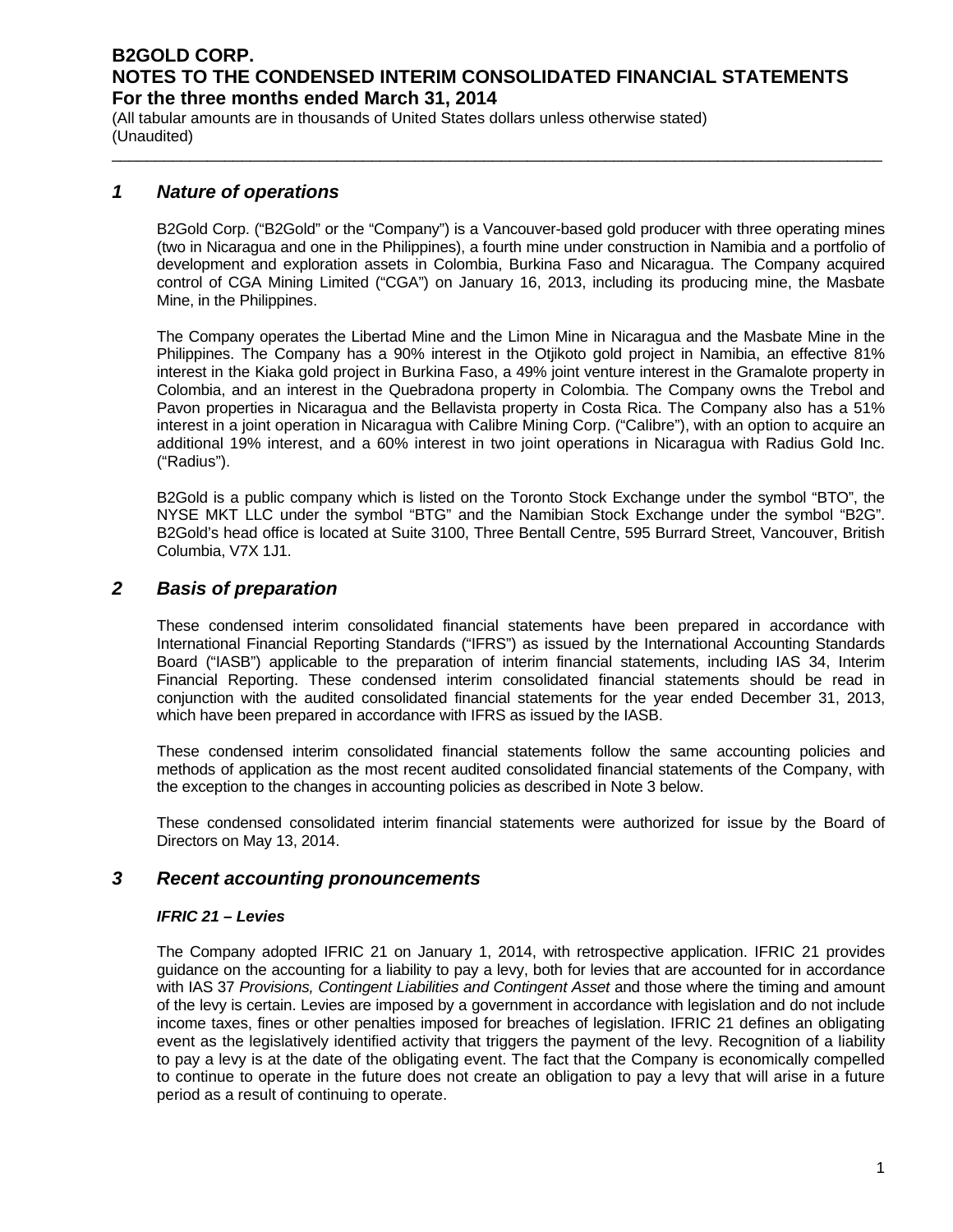## 1 Nature of operations

B2Gold Corp. ("B2Gold" or the "Company") is a Vancouver-based gold producer with three operating mines (two in Nicaragua and one in the Philippines), a fourth mine under construction in Namibia and a portfolio of development and exploration assets in Colombia, Burkina Faso and Nicaragua. The Company acquired control of CGA Mining Limited ("CGA") on January 16, 2013, including its producing mine, the Masbate Mine, in the Philippines.

The Company operates the Libertad Mine and the Limon Mine in Nicaragua and the Masbate Mine in the Philippines. The Company has a 90% interest in the Otjikoto gold project in Namibia, an effective 81% interest in the Kiaka gold project in Burkina Faso, a 49% joint venture interest in the Gramalote property in Colombia, and an interest in the Quebradona property in Colombia. The Company owns the Trebol and Pavon properties in Nicaragua and the Bellavista property in Costa Rica. The Company also has a 51% interest in a joint operation in Nicaragua with Calibre Mining Corp. ("Calibre"), with an option to acquire an additional 19% interest, and a 60% interest in two joint operations in Nicaragua with Radius Gold Inc. ("Radius").

B2Gold is a public company which is listed on the Toronto Stock Exchange under the symbol "BTO", the NYSE MKT LLC under the symbol "BTG" and the Namibian Stock Exchange under the symbol "B2G". B2Gold's head office is located at Suite 3100, Three Bentall Centre, 595 Burrard Street, Vancouver, British Columbia, V7X 1J1.

## 2 Basis of preparation

These condensed interim consolidated financial statements have been prepared in accordance with International Financial Reporting Standards ("IFRS") as issued by the International Accounting Standards Board ("IASB") applicable to the preparation of interim financial statements, including IAS 34, Interim Financial Reporting. These condensed interim consolidated financial statements should be read in conjunction with the audited consolidated financial statements for the year ended December 31, 2013, which have been prepared in accordance with IFRS as issued by the IASB.

These condensed interim consolidated financial statements follow the same accounting policies and methods of application as the most recent audited consolidated financial statements of the Company, with the exception to the changes in accounting policies as described in Note 3 below.

These condensed consolidated interim financial statements were authorized for issue by the Board of Directors on May 13, 2014.

## 3 Recent accounting pronouncements

### *IFRIC 21 – Levies*

The Company adopted IFRIC 21 on January 1, 2014, with retrospective application. IFRIC 21 provides guidance on the accounting for a liability to pay a levy, both for levies that are accounted for in accordance with IAS 37 *Provisions, Contingent Liabilities and Contingent Asset* and those where the timing and amount of the levy is certain. Levies are imposed by a government in accordance with legislation and do not include income taxes, fines or other penalties imposed for breaches of legislation. IFRIC 21 defines an obligating event as the legislatively identified activity that triggers the payment of the levy. Recognition of a liability to pay a levy is at the date of the obligating event. The fact that the Company is economically compelled to continue to operate in the future does not create an obligation to pay a levy that will arise in a future period as a result of continuing to operate.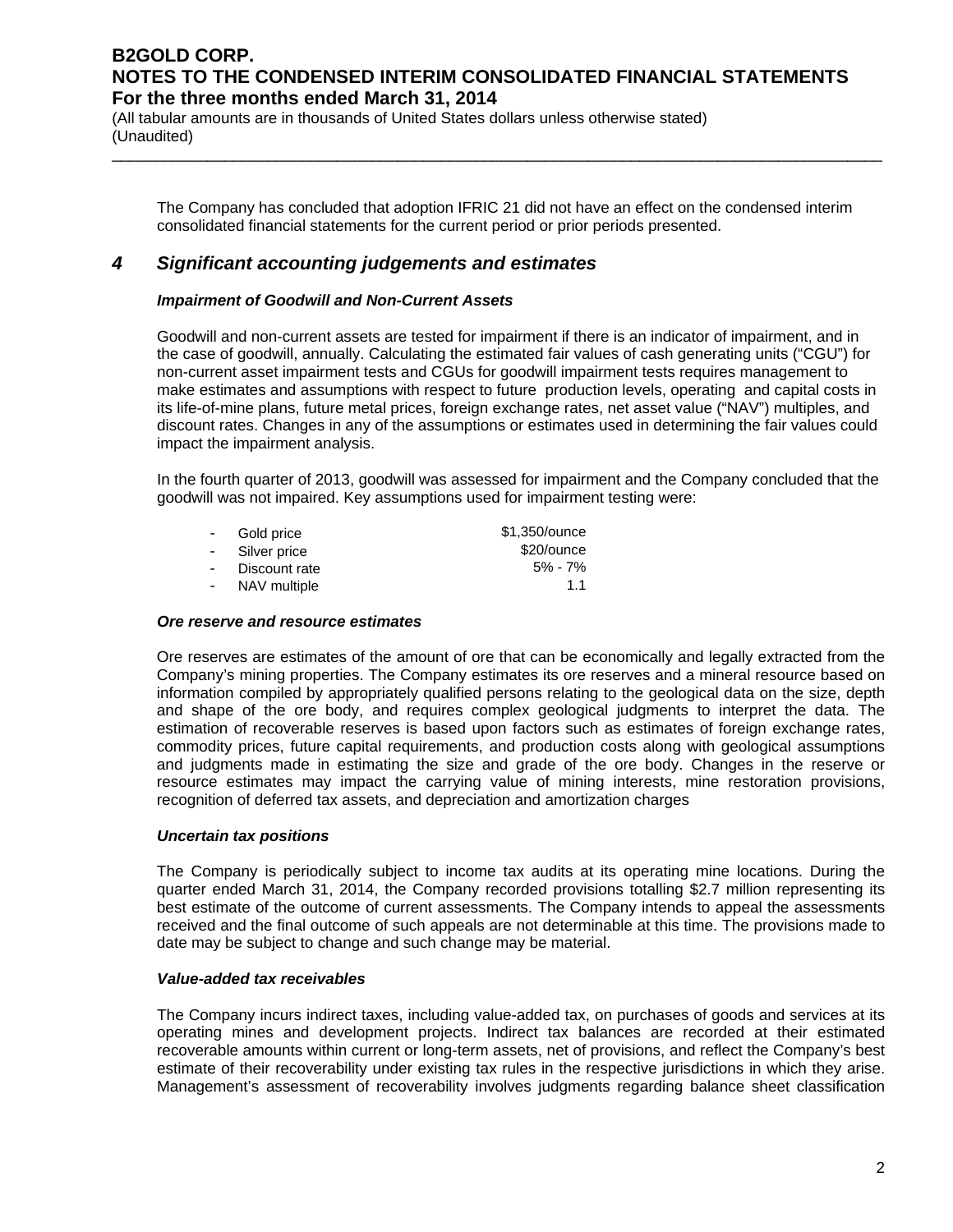The Company has concluded that adoption IFRIC 21 did not have an effect on the condensed interim consolidated financial statements for the current period or prior periods presented.

## 4 Significant accounting judgements and estimates

### *Impairment of Goodwill and Non-Current Assets*

Goodwill and non-current assets are tested for impairment if there is an indicator of impairment, and in the case of goodwill, annually. Calculating the estimated fair values of cash generating units ("CGU") for non-current asset impairment tests and CGUs for goodwill impairment tests requires management to make estimates and assumptions with respect to future production levels, operating and capital costs in its life-of-mine plans, future metal prices, foreign exchange rates, net asset value ("NAV") multiples, and discount rates. Changes in any of the assumptions or estimates used in determining the fair values could impact the impairment analysis.

In the fourth quarter of 2013, goodwill was assessed for impairment and the Company concluded that the goodwill was not impaired. Key assumptions used for impairment testing were:

| | |
|---|---|
| - Gold price | \$1,350/ounce |
| - Silver price | \$20/ounce |
| - Discount rate | 5% - 7% |
| - NAV multiple | 1.1 |

### *Ore reserve and resource estimates*

Ore reserves are estimates of the amount of ore that can be economically and legally extracted from the Company's mining properties. The Company estimates its ore reserves and a mineral resource based on information compiled by appropriately qualified persons relating to the geological data on the size, depth and shape of the ore body, and requires complex geological judgments to interpret the data. The estimation of recoverable reserves is based upon factors such as estimates of foreign exchange rates, commodity prices, future capital requirements, and production costs along with geological assumptions and judgments made in estimating the size and grade of the ore body. Changes in the reserve or resource estimates may impact the carrying value of mining interests, mine restoration provisions, recognition of deferred tax assets, and depreciation and amortization charges

### *Uncertain tax positions*

The Company is periodically subject to income tax audits at its operating mine locations. During the quarter ended March 31, 2014, the Company recorded provisions totalling \$2.7 million representing its best estimate of the outcome of current assessments. The Company intends to appeal the assessments received and the final outcome of such appeals are not determinable at this time. The provisions made to date may be subject to change and such change may be material.

### *Value-added tax receivables*

The Company incurs indirect taxes, including value-added tax, on purchases of goods and services at its operating mines and development projects. Indirect tax balances are recorded at their estimated recoverable amounts within current or long-term assets, net of provisions, and reflect the Company's best estimate of their recoverability under existing tax rules in the respective jurisdictions in which they arise. Management's assessment of recoverability involves judgments regarding balance sheet classification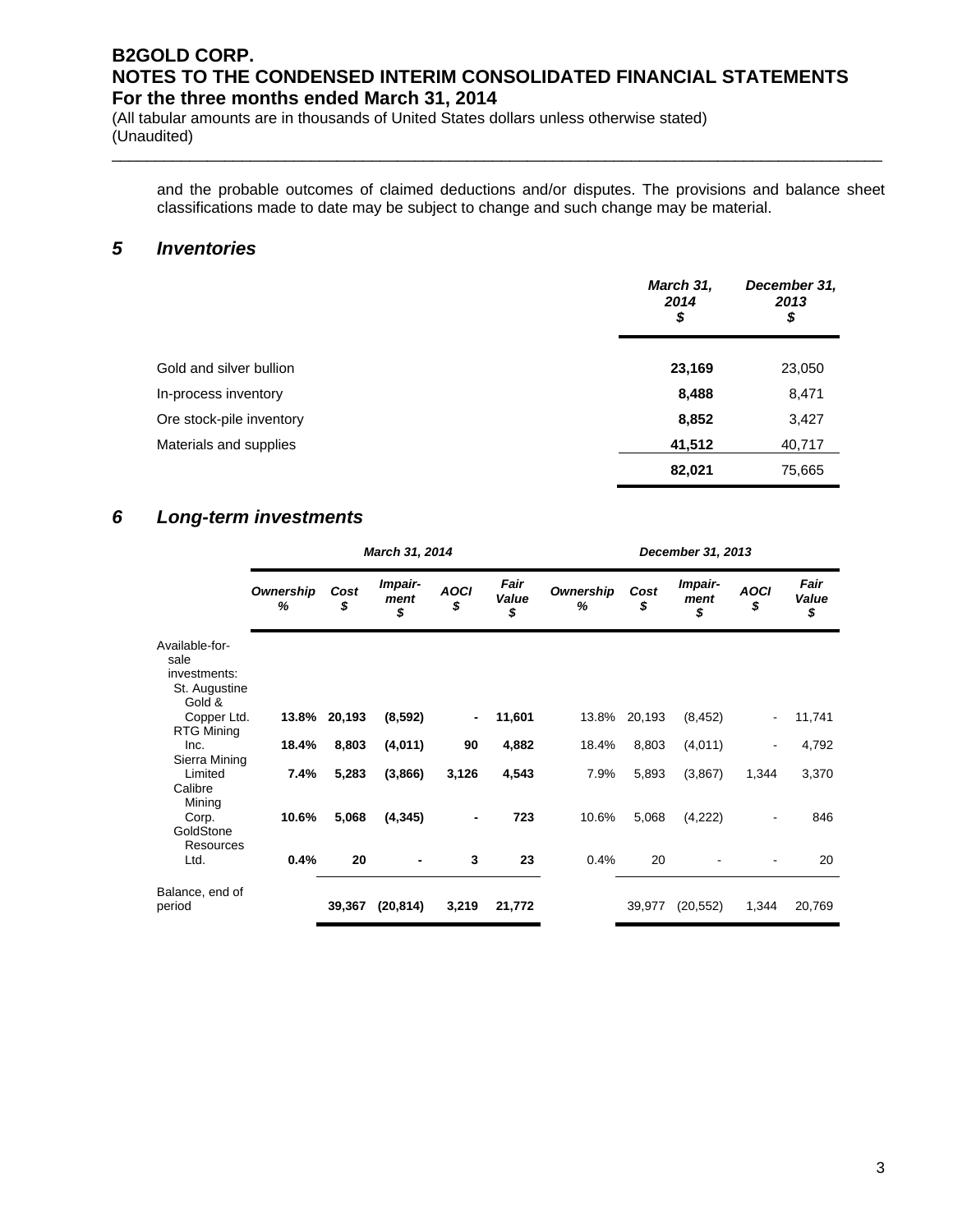and the probable outcomes of claimed deductions and/or disputes. The provisions and balance sheet classifications made to date may be subject to change and such change may be material.

## 5 *Inventories*

| | *March 31, 2014 $* | *December 31, 2013 $* |
|---|---|---|
| Gold and silver bullion | **23,169** | 23,050 |
| In-process inventory | **8,488** | 8,471 |
| Ore stock-pile inventory | **8,852** | 3,427 |
| Materials and supplies | **41,512** | 40,717 |
| | **82,021** | 75,665 |

## 6 *Long-term investments*

| | *March 31, 2014* | | | | | *December 31, 2013* | | | | |
|---|---|---|---|---|---|---|---|---|---|---|
| | *Ownership %* | *Cost $* | *Impair-ment $* | *AOCI $* | *Fair Value $* | *Ownership %* | *Cost $* | *Impair-ment $* | *AOCI $* | *Fair Value $* |
| Available-for-sale investments: | | | | | | | | | | |
| St. Augustine Gold & Copper Ltd. | **13.8%** | **20,193** | **(8,592)** | **-** | **11,601** | 13.8% | 20,193 | (8,452) | - | 11,741 |
| RTG Mining Inc. | **18.4%** | **8,803** | **(4,011)** | **90** | **4,882** | 18.4% | 8,803 | (4,011) | - | 4,792 |
| Sierra Mining Limited | **7.4%** | **5,283** | **(3,866)** | **3,126** | **4,543** | 7.9% | 5,893 | (3,867) | 1,344 | 3,370 |
| Calibre Mining Corp. | **10.6%** | **5,068** | **(4,345)** | **-** | **723** | 10.6% | 5,068 | (4,222) | - | 846 |
| GoldStone Resources Ltd. | **0.4%** | **20** | **-** | **3** | **23** | 0.4% | 20 | - | - | 20 |
| Balance, end of period | | **39,367** | **(20,814)** | **3,219** | **21,772** | | 39,977 | (20,552) | 1,344 | 20,769 |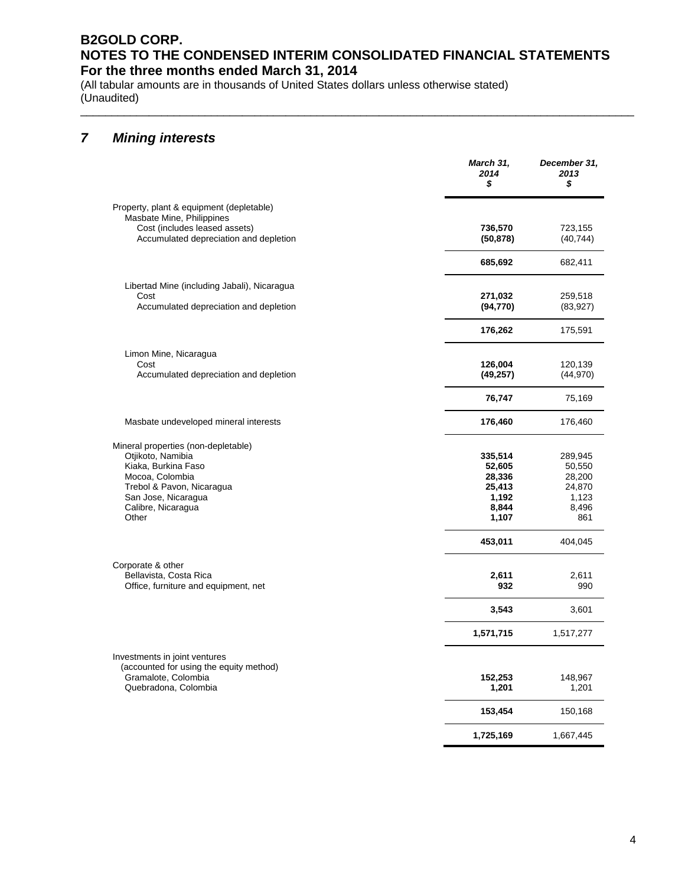## 7 *Mining interests*

| | March 31, 2014 $ | December 31, 2013 $ |
|---|---|---|
| Property, plant & equipment (depletable) | | |
| Masbate Mine, Philippines | | |
| Cost (includes leased assets) | **736,570** | 723,155 |
| Accumulated depreciation and depletion | **(50,878)** | (40,744) |
| | **685,692** | 682,411 |
| Libertad Mine (including Jabali), Nicaragua | | |
| Cost | **271,032** | 259,518 |
| Accumulated depreciation and depletion | **(94,770)** | (83,927) |
| | **176,262** | 175,591 |
| Limon Mine, Nicaragua | | |
| Cost | **126,004** | 120,139 |
| Accumulated depreciation and depletion | **(49,257)** | (44,970) |
| | **76,747** | 75,169 |
| Masbate undeveloped mineral interests | **176,460** | 176,460 |
| Mineral properties (non-depletable) | | |
| Otjikoto, Namibia | **335,514** | 289,945 |
| Kiaka, Burkina Faso | **52,605** | 50,550 |
| Mocoa, Colombia | **28,336** | 28,200 |
| Trebol & Pavon, Nicaragua | **25,413** | 24,870 |
| San Jose, Nicaragua | **1,192** | 1,123 |
| Calibre, Nicaragua | **8,844** | 8,496 |
| Other | **1,107** | 861 |
| | **453,011** | 404,045 |
| Corporate & other | | |
| Bellavista, Costa Rica | **2,611** | 2,611 |
| Office, furniture and equipment, net | **932** | 990 |
| | **3,543** | 3,601 |
| | **1,571,715** | 1,517,277 |
| Investments in joint ventures (accounted for using the equity method) | | |
| Gramalote, Colombia | **152,253** | 148,967 |
| Quebradona, Colombia | **1,201** | 1,201 |
| | **153,454** | 150,168 |
| | **1,725,169** | 1,667,445 |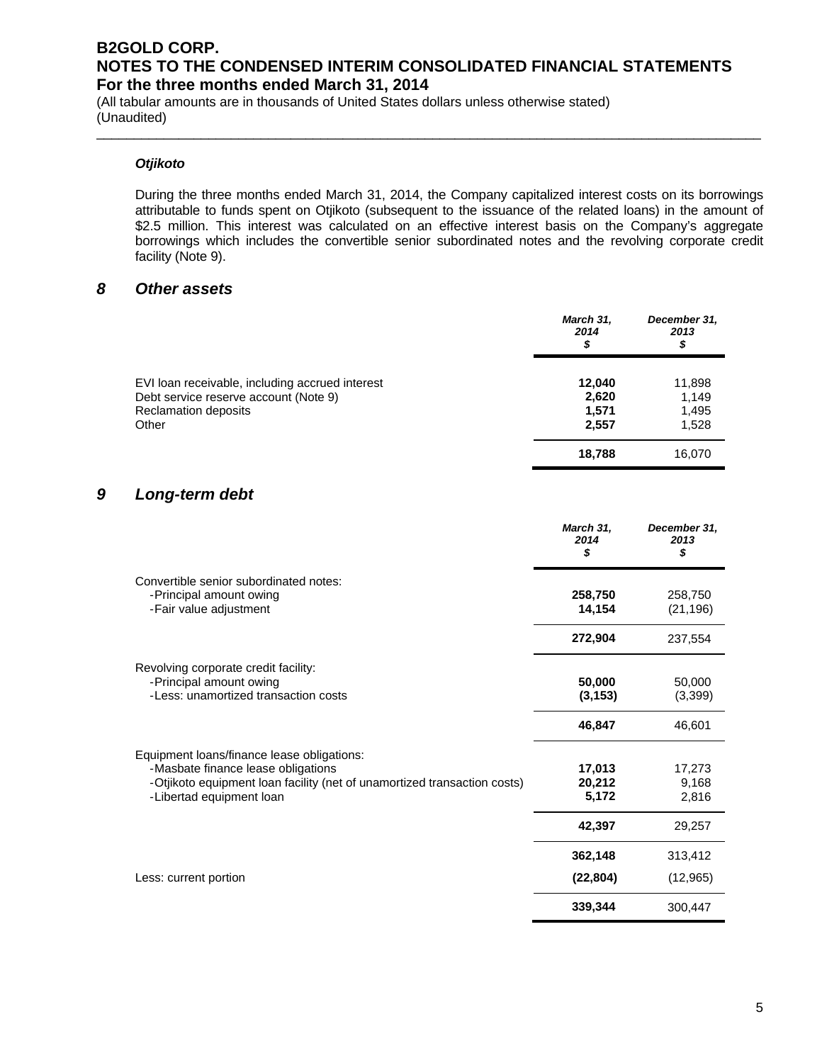***Otjikoto***

During the three months ended March 31, 2014, the Company capitalized interest costs on its borrowings attributable to funds spent on Otjikoto (subsequent to the issuance of the related loans) in the amount of \$2.5 million. This interest was calculated on an effective interest basis on the Company's aggregate borrowings which includes the convertible senior subordinated notes and the revolving corporate credit facility (Note 9).

## *8 Other assets*

| | *March 31, 2014 \$* | *December 31, 2013 \$* |
|---|---|---|
| EVI loan receivable, including accrued interest | **12,040** | 11,898 |
| Debt service reserve account (Note 9) | **2,620** | 1,149 |
| Reclamation deposits | **1,571** | 1,495 |
| Other | **2,557** | 1,528 |
| | **18,788** | 16,070 |

## *9 Long-term debt*

| | *March 31, 2014 \$* | *December 31, 2013 \$* |
|---|---|---|
| Convertible senior subordinated notes: | | |
| -Principal amount owing | **258,750** | 258,750 |
| -Fair value adjustment | **14,154** | (21,196) |
| | **272,904** | 237,554 |
| Revolving corporate credit facility: | | |
| -Principal amount owing | **50,000** | 50,000 |
| -Less: unamortized transaction costs | **(3,153)** | (3,399) |
| | **46,847** | 46,601 |
| Equipment loans/finance lease obligations: | | |
| -Masbate finance lease obligations | **17,013** | 17,273 |
| -Otjikoto equipment loan facility (net of unamortized transaction costs) | **20,212** | 9,168 |
| -Libertad equipment loan | **5,172** | 2,816 |
| | **42,397** | 29,257 |
| | **362,148** | 313,412 |
| Less: current portion | **(22,804)** | (12,965) |
| | **339,344** | 300,447 |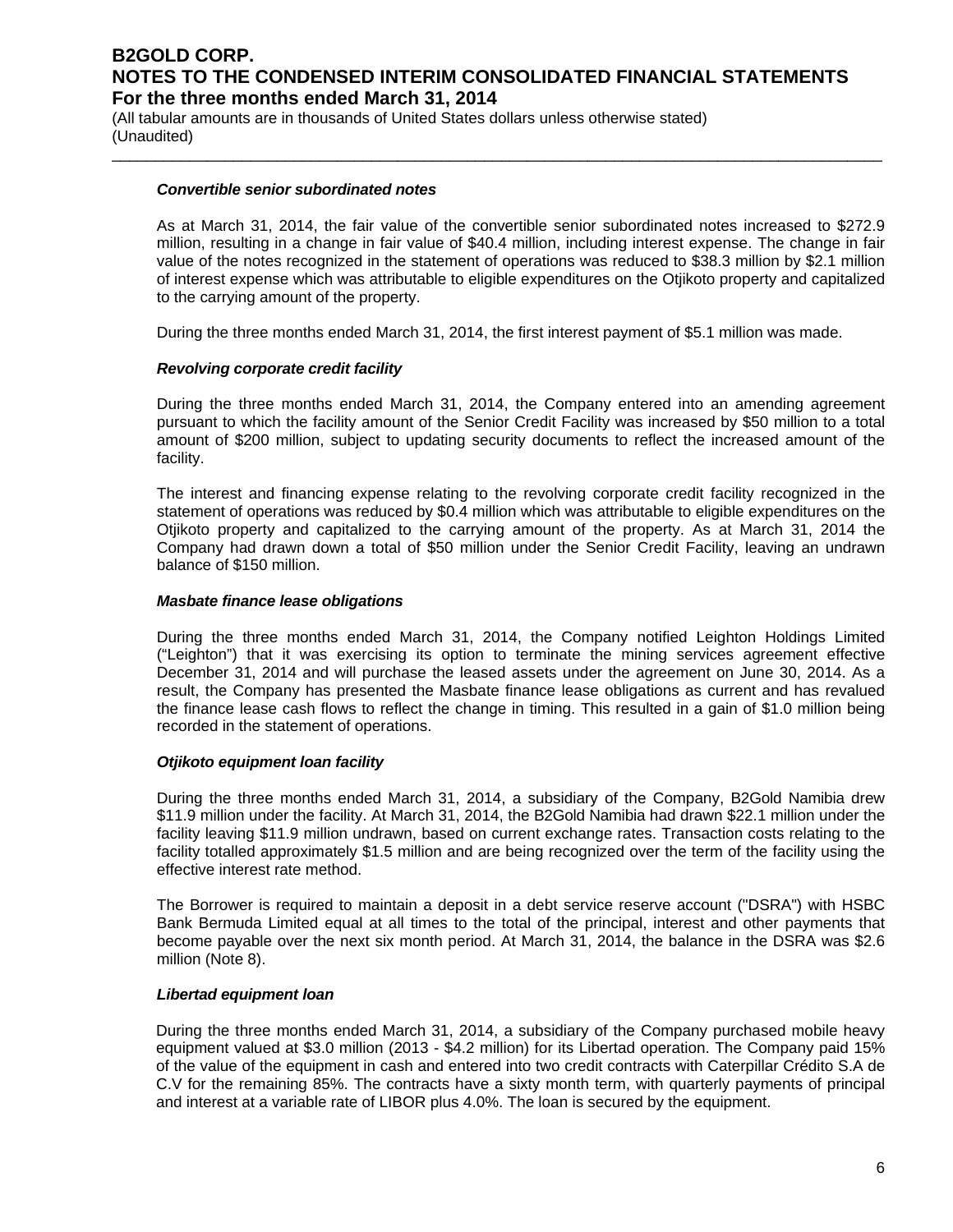### *Convertible senior subordinated notes*

As at March 31, 2014, the fair value of the convertible senior subordinated notes increased to $272.9 million, resulting in a change in fair value of $40.4 million, including interest expense. The change in fair value of the notes recognized in the statement of operations was reduced to $38.3 million by $2.1 million of interest expense which was attributable to eligible expenditures on the Otjikoto property and capitalized to the carrying amount of the property.

During the three months ended March 31, 2014, the first interest payment of $5.1 million was made.

### *Revolving corporate credit facility*

During the three months ended March 31, 2014, the Company entered into an amending agreement pursuant to which the facility amount of the Senior Credit Facility was increased by $50 million to a total amount of $200 million, subject to updating security documents to reflect the increased amount of the facility.

The interest and financing expense relating to the revolving corporate credit facility recognized in the statement of operations was reduced by $0.4 million which was attributable to eligible expenditures on the Otjikoto property and capitalized to the carrying amount of the property. As at March 31, 2014 the Company had drawn down a total of $50 million under the Senior Credit Facility, leaving an undrawn balance of $150 million.

### *Masbate finance lease obligations*

During the three months ended March 31, 2014, the Company notified Leighton Holdings Limited ("Leighton") that it was exercising its option to terminate the mining services agreement effective December 31, 2014 and will purchase the leased assets under the agreement on June 30, 2014. As a result, the Company has presented the Masbate finance lease obligations as current and has revalued the finance lease cash flows to reflect the change in timing. This resulted in a gain of $1.0 million being recorded in the statement of operations.

### *Otjikoto equipment loan facility*

During the three months ended March 31, 2014, a subsidiary of the Company, B2Gold Namibia drew $11.9 million under the facility. At March 31, 2014, the B2Gold Namibia had drawn $22.1 million under the facility leaving $11.9 million undrawn, based on current exchange rates. Transaction costs relating to the facility totalled approximately $1.5 million and are being recognized over the term of the facility using the effective interest rate method.

The Borrower is required to maintain a deposit in a debt service reserve account ("DSRA") with HSBC Bank Bermuda Limited equal at all times to the total of the principal, interest and other payments that become payable over the next six month period. At March 31, 2014, the balance in the DSRA was $2.6 million (Note 8).

### *Libertad equipment loan*

During the three months ended March 31, 2014, a subsidiary of the Company purchased mobile heavy equipment valued at $3.0 million (2013 - $4.2 million) for its Libertad operation. The Company paid 15% of the value of the equipment in cash and entered into two credit contracts with Caterpillar Crédito S.A de C.V for the remaining 85%. The contracts have a sixty month term, with quarterly payments of principal and interest at a variable rate of LIBOR plus 4.0%. The loan is secured by the equipment.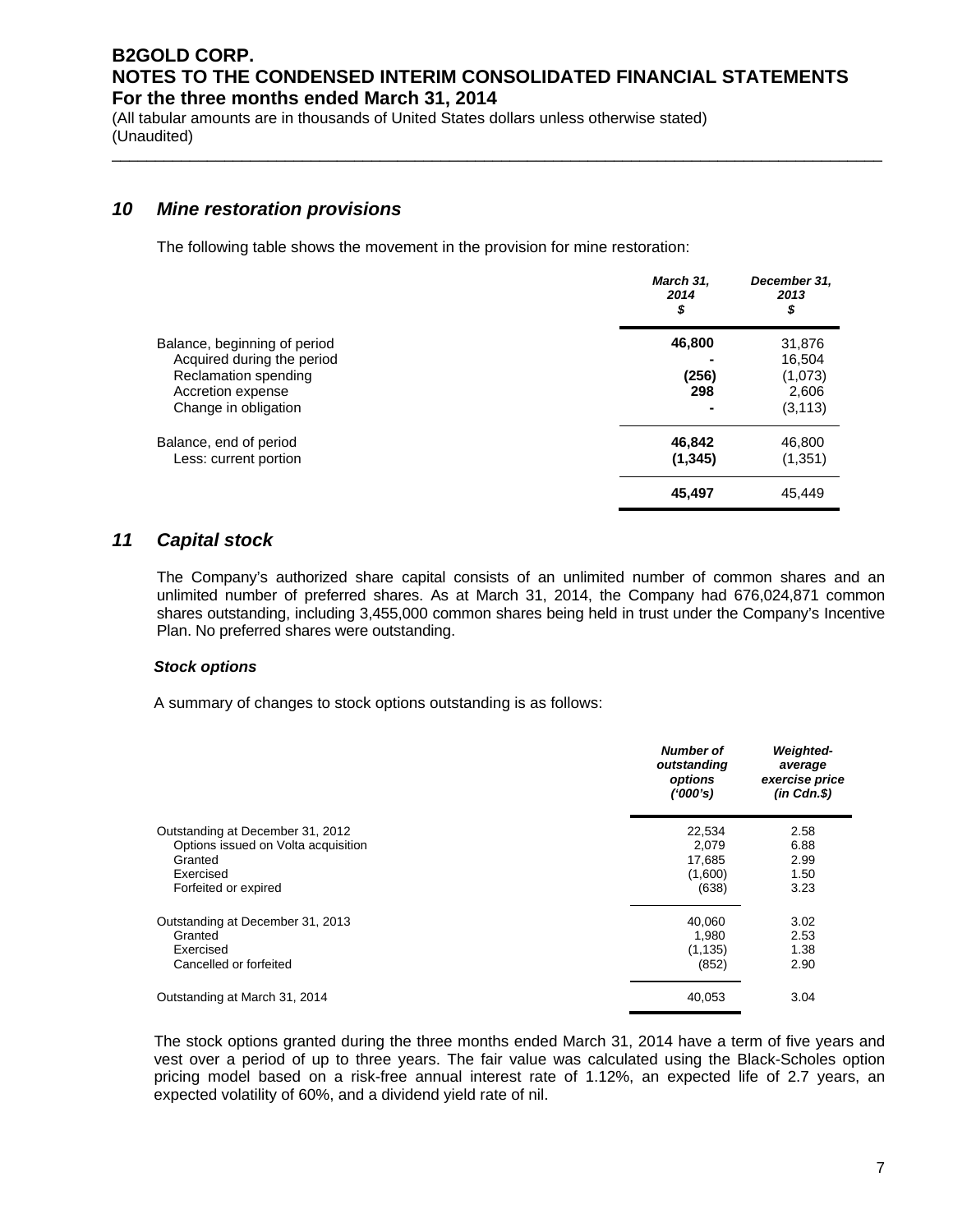## 10 Mine restoration provisions

The following table shows the movement in the provision for mine restoration:

| | March 31, 2014 $ | December 31, 2013 $ |
|---|---|---|
| Balance, beginning of period | **46,800** | 31,876 |
| Acquired during the period | **-** | 16,504 |
| Reclamation spending | **(256)** | (1,073) |
| Accretion expense | **298** | 2,606 |
| Change in obligation | **-** | (3,113) |
| Balance, end of period | **46,842** | 46,800 |
| Less: current portion | **(1,345)** | (1,351) |
| | **45,497** | 45,449 |

## 11 Capital stock

The Company's authorized share capital consists of an unlimited number of common shares and an unlimited number of preferred shares. As at March 31, 2014, the Company had 676,024,871 common shares outstanding, including 3,455,000 common shares being held in trust under the Company's Incentive Plan. No preferred shares were outstanding.

### Stock options

A summary of changes to stock options outstanding is as follows:

| | Number of outstanding options ('000's) | Weighted-average exercise price (in Cdn.$) |
|---|---|---|
| Outstanding at December 31, 2012 | 22,534 | 2.58 |
| Options issued on Volta acquisition | 2,079 | 6.88 |
| Granted | 17,685 | 2.99 |
| Exercised | (1,600) | 1.50 |
| Forfeited or expired | (638) | 3.23 |
| Outstanding at December 31, 2013 | 40,060 | 3.02 |
| Granted | 1,980 | 2.53 |
| Exercised | (1,135) | 1.38 |
| Cancelled or forfeited | (852) | 2.90 |
| Outstanding at March 31, 2014 | 40,053 | 3.04 |

The stock options granted during the three months ended March 31, 2014 have a term of five years and vest over a period of up to three years. The fair value was calculated using the Black-Scholes option pricing model based on a risk-free annual interest rate of 1.12%, an expected life of 2.7 years, an expected volatility of 60%, and a dividend yield rate of nil.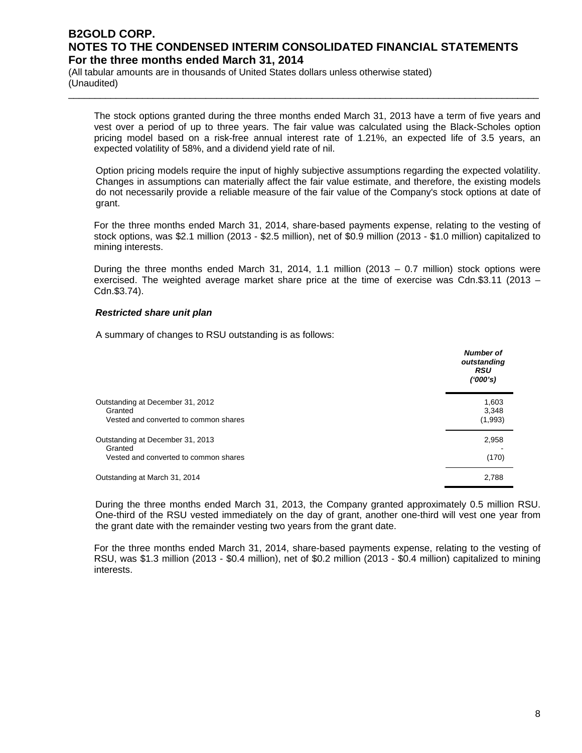The stock options granted during the three months ended March 31, 2013 have a term of five years and vest over a period of up to three years. The fair value was calculated using the Black-Scholes option pricing model based on a risk-free annual interest rate of 1.21%, an expected life of 3.5 years, an expected volatility of 58%, and a dividend yield rate of nil.

Option pricing models require the input of highly subjective assumptions regarding the expected volatility. Changes in assumptions can materially affect the fair value estimate, and therefore, the existing models do not necessarily provide a reliable measure of the fair value of the Company's stock options at date of grant.

For the three months ended March 31, 2014, share-based payments expense, relating to the vesting of stock options, was $2.1 million (2013 - $2.5 million), net of $0.9 million (2013 - $1.0 million) capitalized to mining interests.

During the three months ended March 31, 2014, 1.1 million (2013 – 0.7 million) stock options were exercised. The weighted average market share price at the time of exercise was Cdn.$3.11 (2013 – Cdn.$3.74).

***Restricted share unit plan***

A summary of changes to RSU outstanding is as follows:

| | ***Number of outstanding RSU ('000's)*** |
|---|---|
| Outstanding at December 31, 2012 | 1,603 |
| Granted | 3,348 |
| Vested and converted to common shares | (1,993) |
| Outstanding at December 31, 2013 | 2,958 |
| Granted | - |
| Vested and converted to common shares | (170) |
| Outstanding at March 31, 2014 | 2,788 |

During the three months ended March 31, 2013, the Company granted approximately 0.5 million RSU. One-third of the RSU vested immediately on the day of grant, another one-third will vest one year from the grant date with the remainder vesting two years from the grant date.

For the three months ended March 31, 2014, share-based payments expense, relating to the vesting of RSU, was $1.3 million (2013 - $0.4 million), net of $0.2 million (2013 - $0.4 million) capitalized to mining interests.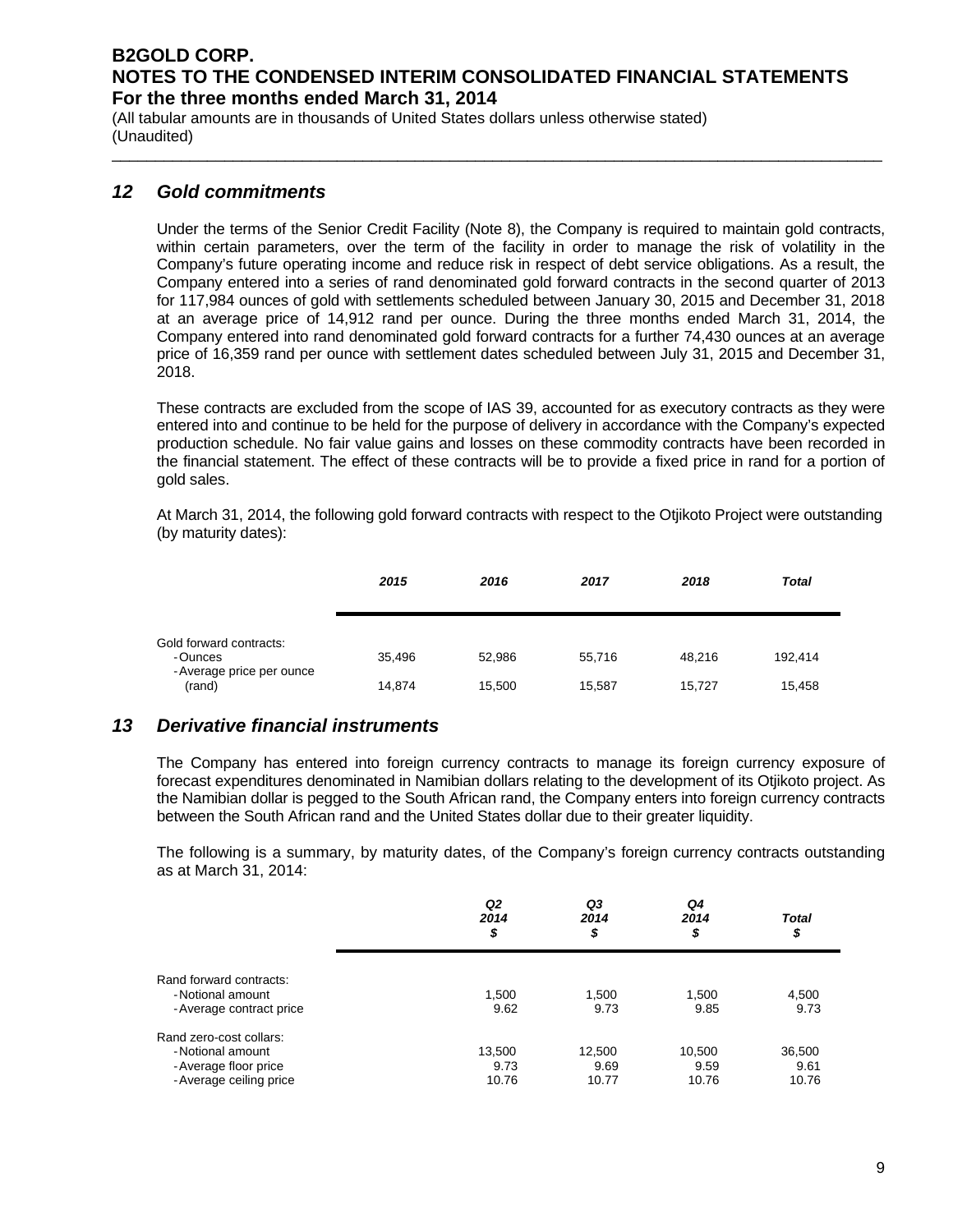## 12 Gold commitments

Under the terms of the Senior Credit Facility (Note 8), the Company is required to maintain gold contracts, within certain parameters, over the term of the facility in order to manage the risk of volatility in the Company's future operating income and reduce risk in respect of debt service obligations. As a result, the Company entered into a series of rand denominated gold forward contracts in the second quarter of 2013 for 117,984 ounces of gold with settlements scheduled between January 30, 2015 and December 31, 2018 at an average price of 14,912 rand per ounce. During the three months ended March 31, 2014, the Company entered into rand denominated gold forward contracts for a further 74,430 ounces at an average price of 16,359 rand per ounce with settlement dates scheduled between July 31, 2015 and December 31, 2018.

These contracts are excluded from the scope of IAS 39, accounted for as executory contracts as they were entered into and continue to be held for the purpose of delivery in accordance with the Company's expected production schedule. No fair value gains and losses on these commodity contracts have been recorded in the financial statement. The effect of these contracts will be to provide a fixed price in rand for a portion of gold sales.

At March 31, 2014, the following gold forward contracts with respect to the Otjikoto Project were outstanding (by maturity dates):

| | *2015* | *2016* | *2017* | *2018* | *Total* |
|---|---|---|---|---|---|
| Gold forward contracts: | | | | | |
| - Ounces | 35,496 | 52,986 | 55,716 | 48,216 | 192,414 |
| - Average price per ounce (rand) | 14,874 | 15,500 | 15,587 | 15,727 | 15,458 |

## 13 Derivative financial instruments

The Company has entered into foreign currency contracts to manage its foreign currency exposure of forecast expenditures denominated in Namibian dollars relating to the development of its Otjikoto project. As the Namibian dollar is pegged to the South African rand, the Company enters into foreign currency contracts between the South African rand and the United States dollar due to their greater liquidity.

The following is a summary, by maturity dates, of the Company's foreign currency contracts outstanding as at March 31, 2014:

| | *Q2 2014 $* | *Q3 2014 $* | *Q4 2014 $* | *Total $* |
|---|---|---|---|---|
| Rand forward contracts: | | | | |
| - Notional amount | 1,500 | 1,500 | 1,500 | 4,500 |
| - Average contract price | 9.62 | 9.73 | 9.85 | 9.73 |
| Rand zero-cost collars: | | | | |
| - Notional amount | 13,500 | 12,500 | 10,500 | 36,500 |
| - Average floor price | 9.73 | 9.69 | 9.59 | 9.61 |
| - Average ceiling price | 10.76 | 10.77 | 10.76 | 10.76 |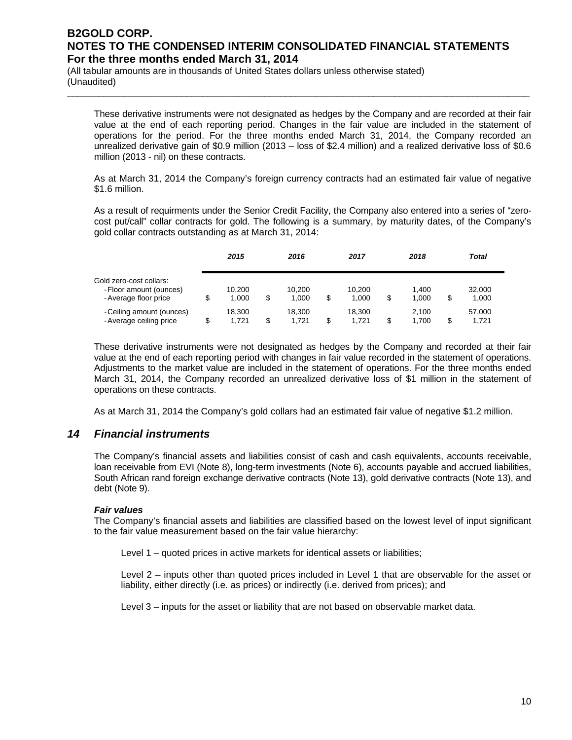These derivative instruments were not designated as hedges by the Company and are recorded at their fair value at the end of each reporting period. Changes in the fair value are included in the statement of operations for the period. For the three months ended March 31, 2014, the Company recorded an unrealized derivative gain of $0.9 million (2013 – loss of $2.4 million) and a realized derivative loss of $0.6 million (2013 - nil) on these contracts.

As at March 31, 2014 the Company's foreign currency contracts had an estimated fair value of negative $1.6 million.

As a result of requirments under the Senior Credit Facility, the Company also entered into a series of "zero-cost put/call" collar contracts for gold. The following is a summary, by maturity dates, of the Company's gold collar contracts outstanding as at March 31, 2014:

| | *2015* | *2016* | *2017* | *2018* | *Total* |
|---|---|---|---|---|---|
| Gold zero-cost collars: | | | | | |
| - Floor amount (ounces) | 10,200 | 10,200 | 10,200 | 1,400 | 32,000 |
| - Average floor price | $ 1,000 | $ 1,000 | $ 1,000 | $ 1,000 | $ 1,000 |
| - Ceiling amount (ounces) | 18,300 | 18,300 | 18,300 | 2,100 | 57,000 |
| - Average ceiling price | $ 1,721 | $ 1,721 | $ 1,721 | $ 1,700 | $ 1,721 |

These derivative instruments were not designated as hedges by the Company and recorded at their fair value at the end of each reporting period with changes in fair value recorded in the statement of operations. Adjustments to the market value are included in the statement of operations. For the three months ended March 31, 2014, the Company recorded an unrealized derivative loss of $1 million in the statement of operations on these contracts.

As at March 31, 2014 the Company's gold collars had an estimated fair value of negative $1.2 million.

## *14 Financial instruments*

The Company's financial assets and liabilities consist of cash and cash equivalents, accounts receivable, loan receivable from EVI (Note 8), long-term investments (Note 6), accounts payable and accrued liabilities, South African rand foreign exchange derivative contracts (Note 13), gold derivative contracts (Note 13), and debt (Note 9).

***Fair values***

The Company's financial assets and liabilities are classified based on the lowest level of input significant to the fair value measurement based on the fair value hierarchy:

Level 1 – quoted prices in active markets for identical assets or liabilities;

Level 2 – inputs other than quoted prices included in Level 1 that are observable for the asset or liability, either directly (i.e. as prices) or indirectly (i.e. derived from prices); and

Level 3 – inputs for the asset or liability that are not based on observable market data.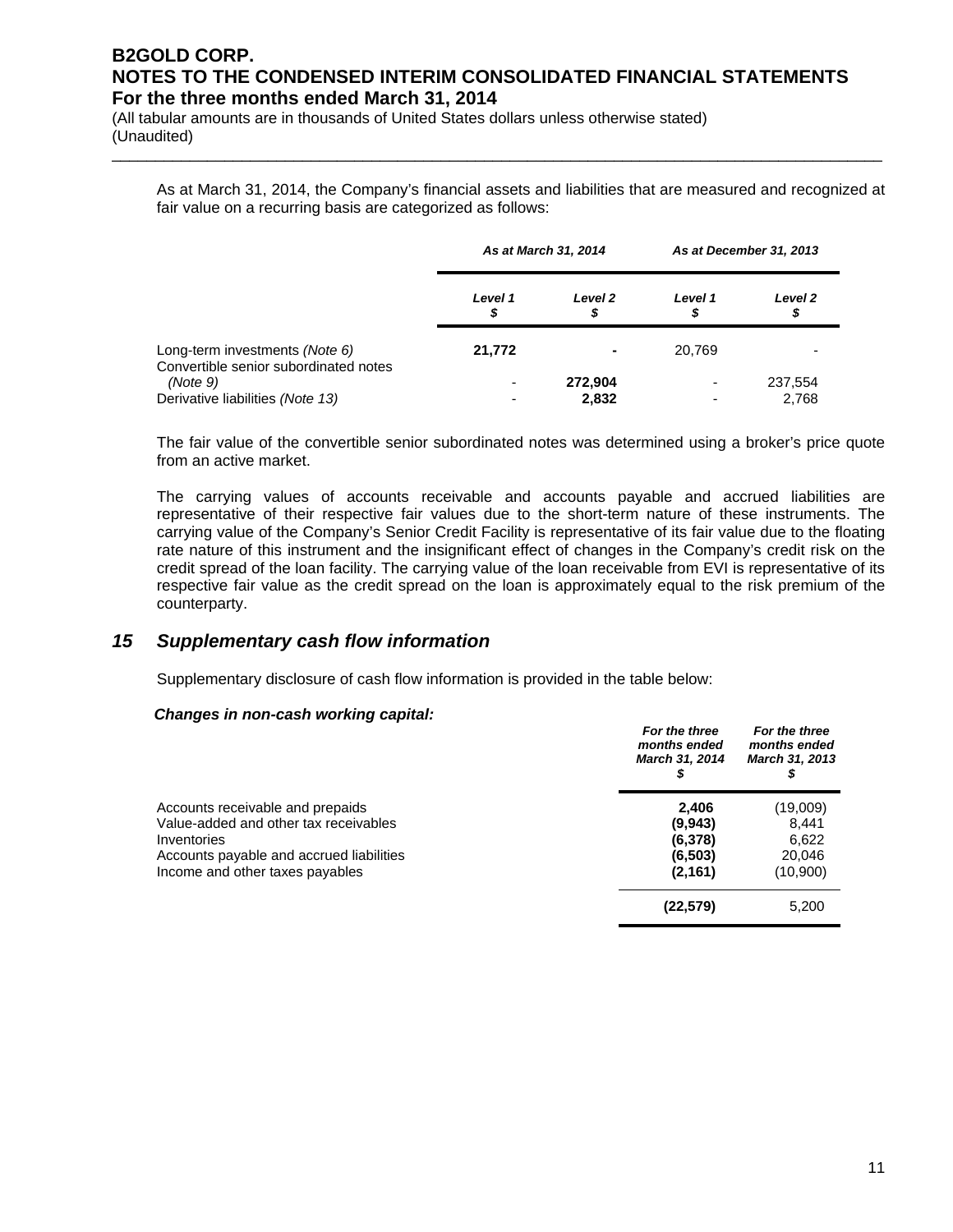As at March 31, 2014, the Company's financial assets and liabilities that are measured and recognized at fair value on a recurring basis are categorized as follows:

| | *As at March 31, 2014* | | *As at December 31, 2013* | |
|---|---|---|---|---|
| | *Level 1* *$* | *Level 2* *$* | *Level 1* *$* | *Level 2* *$* |
| Long-term investments *(Note 6)* | **21,772** | **-** | 20,769 | - |
| Convertible senior subordinated notes *(Note 9)* | - | **272,904** | - | 237,554 |
| Derivative liabilities *(Note 13)* | - | **2,832** | - | 2,768 |

The fair value of the convertible senior subordinated notes was determined using a broker's price quote from an active market.

The carrying values of accounts receivable and accounts payable and accrued liabilities are representative of their respective fair values due to the short-term nature of these instruments. The carrying value of the Company's Senior Credit Facility is representative of its fair value due to the floating rate nature of this instrument and the insignificant effect of changes in the Company's credit risk on the credit spread of the loan facility. The carrying value of the loan receivable from EVI is representative of its respective fair value as the credit spread on the loan is approximately equal to the risk premium of the counterparty.

## *15 Supplementary cash flow information*

Supplementary disclosure of cash flow information is provided in the table below:

***Changes in non-cash working capital:***

| | *For the three months ended March 31, 2014* *$* | *For the three months ended March 31, 2013* *$* |
|---|---|---|
| Accounts receivable and prepaids | **2,406** | (19,009) |
| Value-added and other tax receivables | **(9,943)** | 8,441 |
| Inventories | **(6,378)** | 6,622 |
| Accounts payable and accrued liabilities | **(6,503)** | 20,046 |
| Income and other taxes payables | **(2,161)** | (10,900) |
| | **(22,579)** | 5,200 |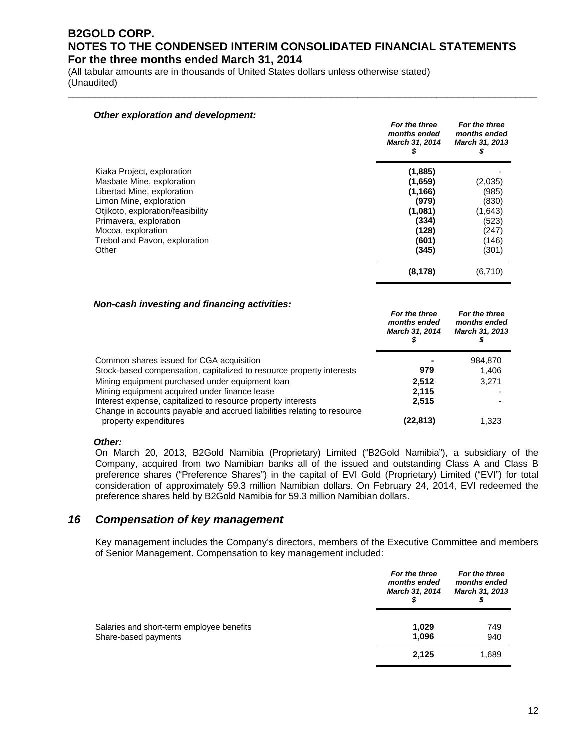#### *Other exploration and development:*

| | *For the three months ended March 31, 2014 $* | *For the three months ended March 31, 2013 $* |
|---|---|---|
| Kiaka Project, exploration | **(1,885)** | - |
| Masbate Mine, exploration | **(1,659)** | (2,035) |
| Libertad Mine, exploration | **(1,166)** | (985) |
| Limon Mine, exploration | **(979)** | (830) |
| Otjikoto, exploration/feasibility | **(1,081)** | (1,643) |
| Primavera, exploration | **(334)** | (523) |
| Mocoa, exploration | **(128)** | (247) |
| Trebol and Pavon, exploration | **(601)** | (146) |
| Other | **(345)** | (301) |
| | **(8,178)** | (6,710) |

#### *Non-cash investing and financing activities:*

| | *For the three months ended March 31, 2014 $* | *For the three months ended March 31, 2013 $* |
|---|---|---|
| Common shares issued for CGA acquisition | **-** | 984,870 |
| Stock-based compensation, capitalized to resource property interests | **979** | 1,406 |
| Mining equipment purchased under equipment loan | **2,512** | 3,271 |
| Mining equipment acquired under finance lease | **2,115** | - |
| Interest expense, capitalized to resource property interests | **2,515** | - |
| Change in accounts payable and accrued liabilities relating to resource property expenditures | **(22,813)** | 1,323 |

#### *Other:*

On March 20, 2013, B2Gold Namibia (Proprietary) Limited ("B2Gold Namibia"), a subsidiary of the Company, acquired from two Namibian banks all of the issued and outstanding Class A and Class B preference shares ("Preference Shares") in the capital of EVI Gold (Proprietary) Limited ("EVI") for total consideration of approximately 59.3 million Namibian dollars. On February 24, 2014, EVI redeemed the preference shares held by B2Gold Namibia for 59.3 million Namibian dollars.

## *16 Compensation of key management*

Key management includes the Company's directors, members of the Executive Committee and members of Senior Management. Compensation to key management included:

| | *For the three months ended March 31, 2014 $* | *For the three months ended March 31, 2013 $* |
|---|---|---|
| Salaries and short-term employee benefits | **1,029** | 749 |
| Share-based payments | **1,096** | 940 |
| | **2,125** | 1,689 |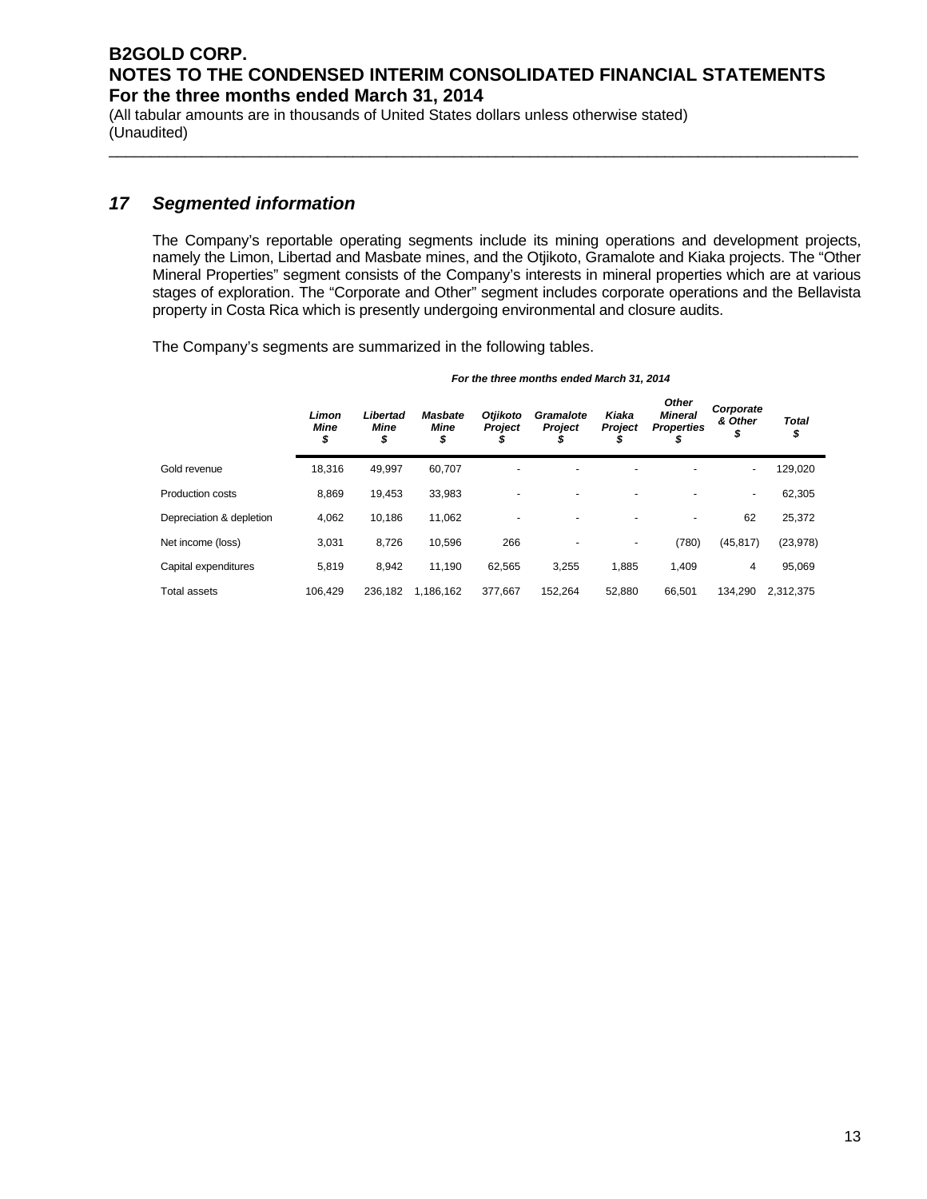## 17 Segmented information

The Company's reportable operating segments include its mining operations and development projects, namely the Limon, Libertad and Masbate mines, and the Otjikoto, Gramalote and Kiaka projects. The "Other Mineral Properties" segment consists of the Company's interests in mineral properties which are at various stages of exploration. The "Corporate and Other" segment includes corporate operations and the Bellavista property in Costa Rica which is presently undergoing environmental and closure audits.

The Company's segments are summarized in the following tables.

| | *For the three months ended March 31, 2014* | | | | | | | | |
|---|---|---|---|---|---|---|---|---|---|
| | ***Limon Mine $*** | ***Libertad Mine $*** | ***Masbate Mine $*** | ***Otjikoto Project $*** | ***Gramalote Project $*** | ***Kiaka Project $*** | ***Other Mineral Properties $*** | ***Corporate & Other $*** | ***Total $*** |
| Gold revenue | 18,316 | 49,997 | 60,707 | - | - | - | - | - | 129,020 |
| Production costs | 8,869 | 19,453 | 33,983 | - | - | - | - | - | 62,305 |
| Depreciation & depletion | 4,062 | 10,186 | 11,062 | - | - | - | - | 62 | 25,372 |
| Net income (loss) | 3,031 | 8,726 | 10,596 | 266 | - | - | (780) | (45,817) | (23,978) |
| Capital expenditures | 5,819 | 8,942 | 11,190 | 62,565 | 3,255 | 1,885 | 1,409 | 4 | 95,069 |
| Total assets | 106,429 | 236,182 | 1,186,162 | 377,667 | 152,264 | 52,880 | 66,501 | 134,290 | 2,312,375 |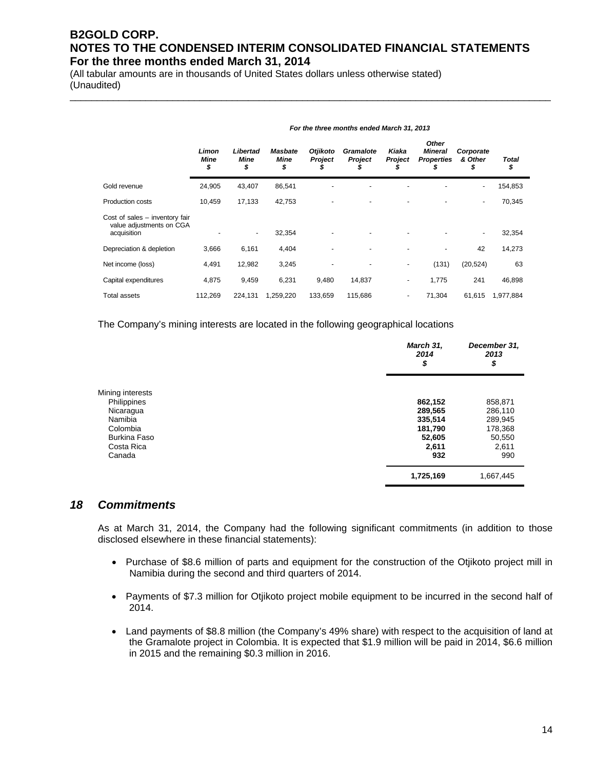| | For the three months ended March 31, 2013 | | | | | | | | |
|---|---|---|---|---|---|---|---|---|---|
| | *Limon Mine* *$* | *Libertad Mine* *$* | *Masbate Mine* *$* | *Otjikoto Project* *$* | *Gramalote Project* *$* | *Kiaka Project* *$* | *Other Mineral Properties* *$* | *Corporate & Other* *$* | *Total* *$* |
| Gold revenue | 24,905 | 43,407 | 86,541 | - | - | - | - | - | 154,853 |
| Production costs | 10,459 | 17,133 | 42,753 | - | - | - | - | - | 70,345 |
| Cost of sales – inventory fair value adjustments on CGA acquisition | - | - | 32,354 | - | - | - | - | - | 32,354 |
| Depreciation & depletion | 3,666 | 6,161 | 4,404 | - | - | - | - | 42 | 14,273 |
| Net income (loss) | 4,491 | 12,982 | 3,245 | - | - | - | (131) | (20,524) | 63 |
| Capital expenditures | 4,875 | 9,459 | 6,231 | 9,480 | 14,837 | - | 1,775 | 241 | 46,898 |
| Total assets | 112,269 | 224,131 | 1,259,220 | 133,659 | 115,686 | - | 71,304 | 61,615 | 1,977,884 |

The Company's mining interests are located in the following geographical locations

| | *March 31, 2014* *$* | *December 31, 2013* *$* |
|---|---|---|
| Mining interests | | |
| Philippines | **862,152** | 858,871 |
| Nicaragua | **289,565** | 286,110 |
| Namibia | **335,514** | 289,945 |
| Colombia | **181,790** | 178,368 |
| Burkina Faso | **52,605** | 50,550 |
| Costa Rica | **2,611** | 2,611 |
| Canada | **932** | 990 |
| | **1,725,169** | 1,667,445 |

## 18 Commitments

As at March 31, 2014, the Company had the following significant commitments (in addition to those disclosed elsewhere in these financial statements):

- Purchase of $8.6 million of parts and equipment for the construction of the Otjikoto project mill in Namibia during the second and third quarters of 2014.
- Payments of $7.3 million for Otjikoto project mobile equipment to be incurred in the second half of 2014.
- Land payments of $8.8 million (the Company's 49% share) with respect to the acquisition of land at the Gramalote project in Colombia. It is expected that $1.9 million will be paid in 2014, $6.6 million in 2015 and the remaining $0.3 million in 2016.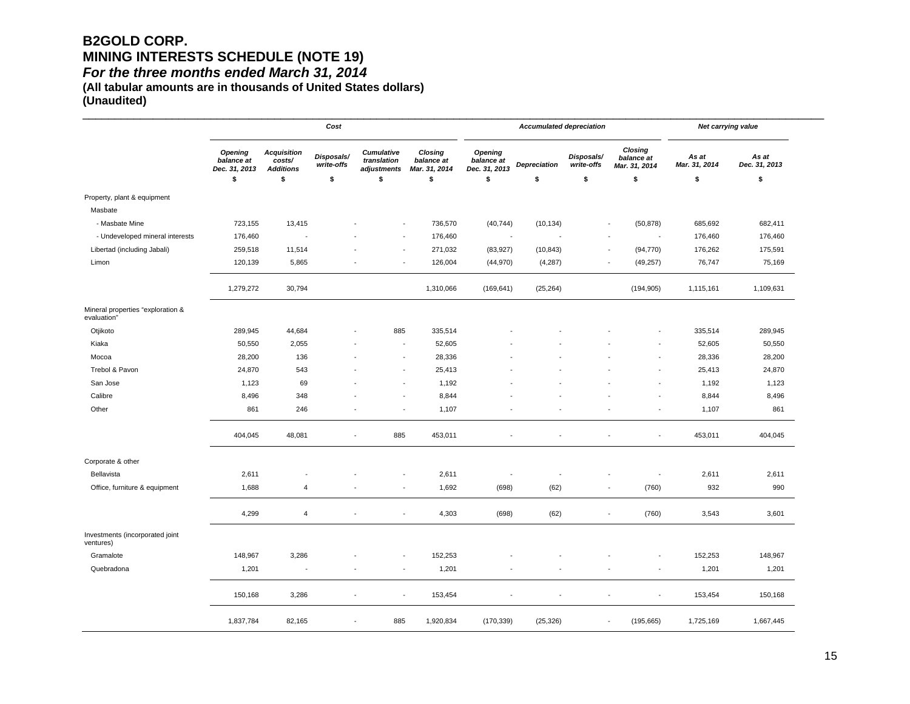# B2GOLD CORP.
# MINING INTERESTS SCHEDULE (NOTE 19)
### *For the three months ended March 31, 2014*
**(All tabular amounts are in thousands of United States dollars)**
**(Unaudited)**

| | Cost | | | | | Accumulated depreciation | | | | Net carrying value | |
|---|---|---|---|---|---|---|---|---|---|---|---|
| | *Opening balance at Dec. 31, 2013* | *Acquisition costs/ Additions* | *Disposals/ write-offs* | *Cumulative translation adjustments* | *Closing balance at Mar. 31, 2014* | *Opening balance at Dec. 31, 2013* | *Depreciation* | *Disposals/ write-offs* | *Closing balance at Mar. 31, 2014* | *As at Mar. 31, 2014* | *As at Dec. 31, 2013* |
| | $ | $ | $ | $ | $ | $ | $ | $ | $ | $ | $ |
| Property, plant & equipment | | | | | | | | | | | |
| Masbate | | | | | | | | | | | |
| - Masbate Mine | 723,155 | 13,415 | - | - | 736,570 | (40,744) | (10,134) | - | (50,878) | 685,692 | 682,411 |
| - Undeveloped mineral interests | 176,460 | - | - | - | 176,460 | - | - | - | - | 176,460 | 176,460 |
| Libertad (including Jabali) | 259,518 | 11,514 | - | - | 271,032 | (83,927) | (10,843) | - | (94,770) | 176,262 | 175,591 |
| Limon | 120,139 | 5,865 | - | - | 126,004 | (44,970) | (4,287) | - | (49,257) | 76,747 | 75,169 |
| | 1,279,272 | 30,794 | | | 1,310,066 | (169,641) | (25,264) | | (194,905) | 1,115,161 | 1,109,631 |
| Mineral properties "exploration & evaluation" | | | | | | | | | | | |
| Otjikoto | 289,945 | 44,684 | - | 885 | 335,514 | - | - | - | - | 335,514 | 289,945 |
| Kiaka | 50,550 | 2,055 | - | - | 52,605 | - | - | - | - | 52,605 | 50,550 |
| Mocoa | 28,200 | 136 | - | - | 28,336 | - | - | - | - | 28,336 | 28,200 |
| Trebol & Pavon | 24,870 | 543 | - | - | 25,413 | - | - | - | - | 25,413 | 24,870 |
| San Jose | 1,123 | 69 | - | - | 1,192 | - | - | - | - | 1,192 | 1,123 |
| Calibre | 8,496 | 348 | - | - | 8,844 | - | - | - | - | 8,844 | 8,496 |
| Other | 861 | 246 | - | - | 1,107 | - | - | - | - | 1,107 | 861 |
| | 404,045 | 48,081 | - | 885 | 453,011 | - | - | - | - | 453,011 | 404,045 |
| Corporate & other | | | | | | | | | | | |
| Bellavista | 2,611 | - | - | - | 2,611 | - | - | - | - | 2,611 | 2,611 |
| Office, furniture & equipment | 1,688 | 4 | - | - | 1,692 | (698) | (62) | - | (760) | 932 | 990 |
| | 4,299 | 4 | - | - | 4,303 | (698) | (62) | - | (760) | 3,543 | 3,601 |
| Investments (incorporated joint ventures) | | | | | | | | | | | |
| Gramalote | 148,967 | 3,286 | - | - | 152,253 | - | - | - | - | 152,253 | 148,967 |
| Quebradona | 1,201 | - | - | - | 1,201 | - | - | - | - | 1,201 | 1,201 |
| | 150,168 | 3,286 | - | - | 153,454 | - | - | - | - | 153,454 | 150,168 |
| | 1,837,784 | 82,165 | - | 885 | 1,920,834 | (170,339) | (25,326) | - | (195,665) | 1,725,169 | 1,667,445 |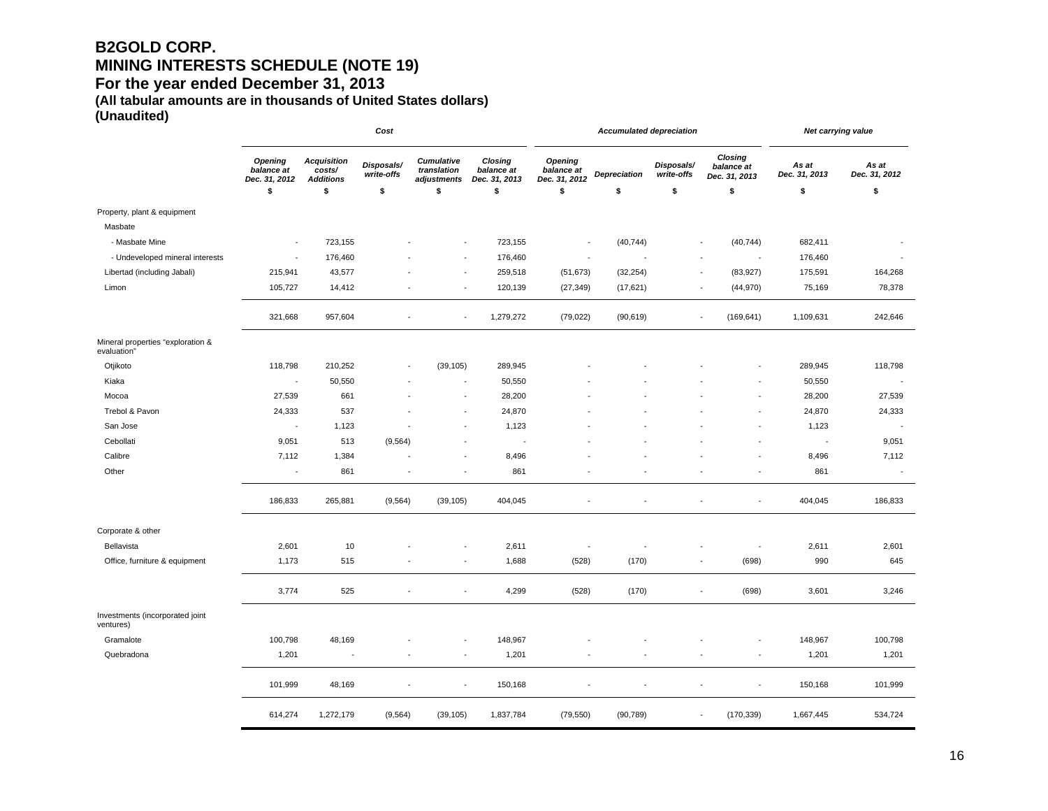# B2GOLD CORP.
# MINING INTERESTS SCHEDULE (NOTE 19)
## For the year ended December 31, 2013
### (All tabular amounts are in thousands of United States dollars)
### (Unaudited)

| | *Cost* | | | | | *Accumulated depreciation* | | | | *Net carrying value* | |
|---|---|---|---|---|---|---|---|---|---|---|---|
| | ***Opening balance at Dec. 31, 2012*** | ***Acquisition costs/ Additions*** | ***Disposals/ write-offs*** | ***Cumulative translation adjustments*** | ***Closing balance at Dec. 31, 2013*** | ***Opening balance at Dec. 31, 2012*** | ***Depreciation*** | ***Disposals/ write-offs*** | ***Closing balance at Dec. 31, 2013*** | ***As at Dec. 31, 2013*** | ***As at Dec. 31, 2012*** |
| | **$** | **$** | **$** | **$** | **$** | **$** | **$** | **$** | **$** | **$** | **$** |
| Property, plant & equipment | | | | | | | | | | | |
| Masbate | | | | | | | | | | | |
| - Masbate Mine | - | 723,155 | - | - | 723,155 | - | (40,744) | - | (40,744) | 682,411 | - |
| - Undeveloped mineral interests | - | 176,460 | - | - | 176,460 | - | - | - | - | 176,460 | - |
| Libertad (including Jabali) | 215,941 | 43,577 | - | - | 259,518 | (51,673) | (32,254) | - | (83,927) | 175,591 | 164,268 |
| Limon | 105,727 | 14,412 | - | - | 120,139 | (27,349) | (17,621) | - | (44,970) | 75,169 | 78,378 |
| | 321,668 | 957,604 | - | - | 1,279,272 | (79,022) | (90,619) | - | (169,641) | 1,109,631 | 242,646 |
| Mineral properties "exploration & evaluation" | | | | | | | | | | | |
| Otjikoto | 118,798 | 210,252 | - | (39,105) | 289,945 | - | - | - | - | 289,945 | 118,798 |
| Kiaka | - | 50,550 | - | - | 50,550 | - | - | - | - | 50,550 | - |
| Mocoa | 27,539 | 661 | - | - | 28,200 | - | - | - | - | 28,200 | 27,539 |
| Trebol & Pavon | 24,333 | 537 | - | - | 24,870 | - | - | - | - | 24,870 | 24,333 |
| San Jose | - | 1,123 | - | - | 1,123 | - | - | - | - | 1,123 | - |
| Cebollati | 9,051 | 513 | (9,564) | - | - | - | - | - | - | - | 9,051 |
| Calibre | 7,112 | 1,384 | - | - | 8,496 | - | - | - | - | 8,496 | 7,112 |
| Other | - | 861 | - | - | 861 | - | - | - | - | 861 | - |
| | 186,833 | 265,881 | (9,564) | (39,105) | 404,045 | - | - | - | - | 404,045 | 186,833 |
| Corporate & other | | | | | | | | | | | |
| Bellavista | 2,601 | 10 | - | - | 2,611 | - | - | - | - | 2,611 | 2,601 |
| Office, furniture & equipment | 1,173 | 515 | - | - | 1,688 | (528) | (170) | - | (698) | 990 | 645 |
| | 3,774 | 525 | - | - | 4,299 | (528) | (170) | - | (698) | 3,601 | 3,246 |
| Investments (incorporated joint ventures) | | | | | | | | | | | |
| Gramalote | 100,798 | 48,169 | - | - | 148,967 | - | - | - | - | 148,967 | 100,798 |
| Quebradona | 1,201 | - | - | - | 1,201 | - | - | - | - | 1,201 | 1,201 |
| | 101,999 | 48,169 | - | - | 150,168 | - | - | - | - | 150,168 | 101,999 |
| | 614,274 | 1,272,179 | (9,564) | (39,105) | 1,837,784 | (79,550) | (90,789) | - | (170,339) | 1,667,445 | 534,724 |